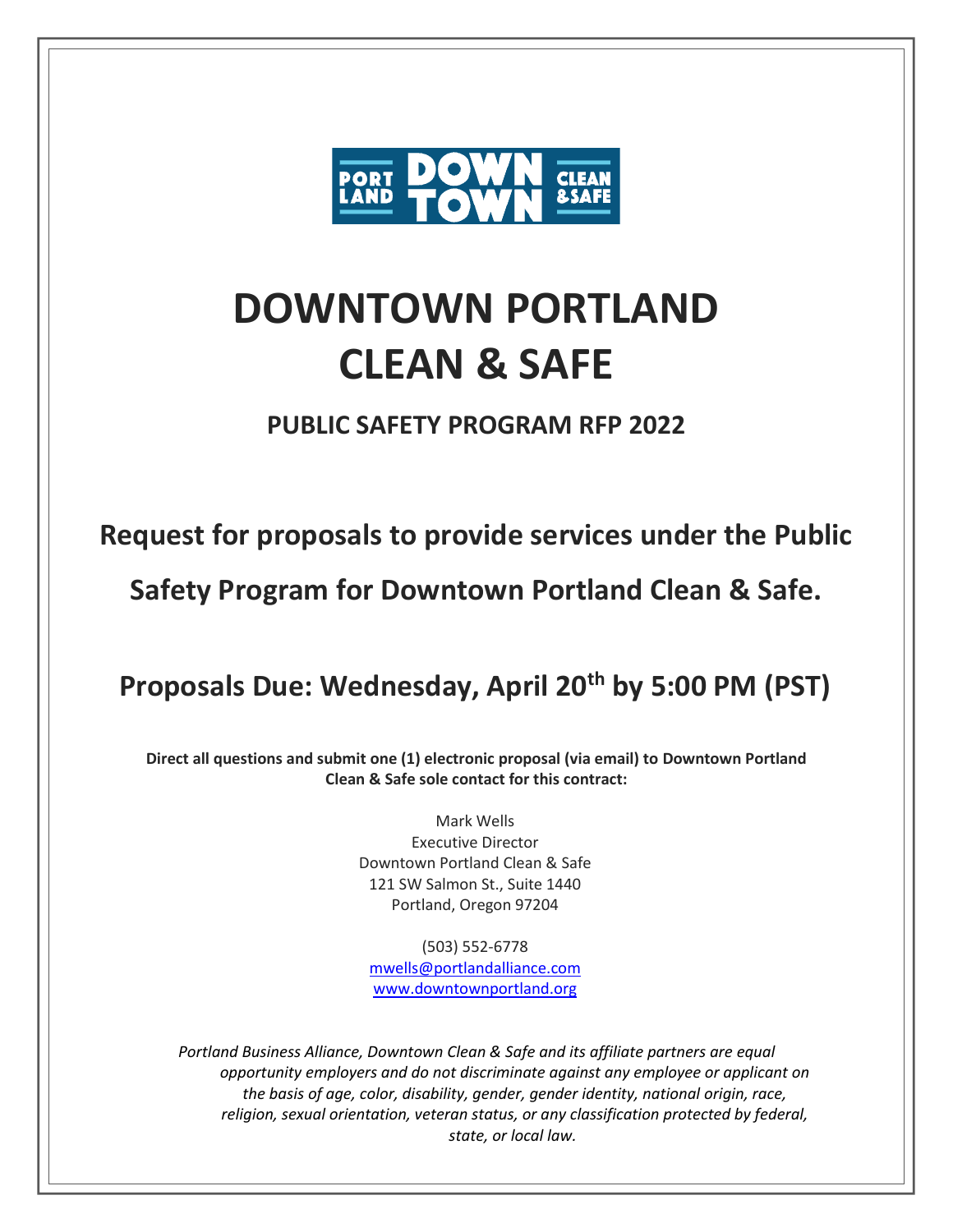PORT LAND DOWN TOWN CLEAN & SAFE

# DOWNTOWN PORTLAND CLEAN & SAFE

## PUBLIC SAFETY PROGRAM RFP 2022

## Request for proposals to provide services under the Public Safety Program for Downtown Portland Clean & Safe.

## Proposals Due: Wednesday, April 20th by 5:00 PM (PST)

**Direct all questions and submit one (1) electronic proposal (via email) to Downtown Portland Clean & Safe sole contact for this contract:**

Mark Wells
Executive Director
Downtown Portland Clean & Safe
121 SW Salmon St., Suite 1440
Portland, Oregon 97204

(503) 552-6778
mwells@portlandalliance.com
www.downtownportland.org

*Portland Business Alliance, Downtown Clean & Safe and its affiliate partners are equal opportunity employers and do not discriminate against any employee or applicant on the basis of age, color, disability, gender, gender identity, national origin, race, religion, sexual orientation, veteran status, or any classification protected by federal, state, or local law.*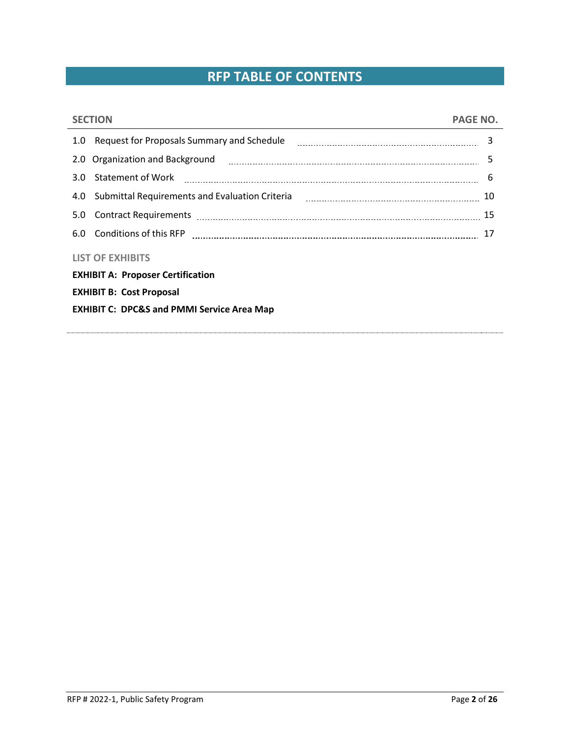# RFP TABLE OF CONTENTS

| SECTION | PAGE NO. |
| --- | --- |
| 1.0 Request for Proposals Summary and Schedule | 3 |
| 2.0 Organization and Background | 5 |
| 3.0 Statement of Work | 6 |
| 4.0 Submittal Requirements and Evaluation Criteria | 10 |
| 5.0 Contract Requirements | 15 |
| 6.0 Conditions of this RFP | 17 |

## LIST OF EXHIBITS

**EXHIBIT A: Proposer Certification**

**EXHIBIT B: Cost Proposal**

**EXHIBIT C: DPC&S and PMMI Service Area Map**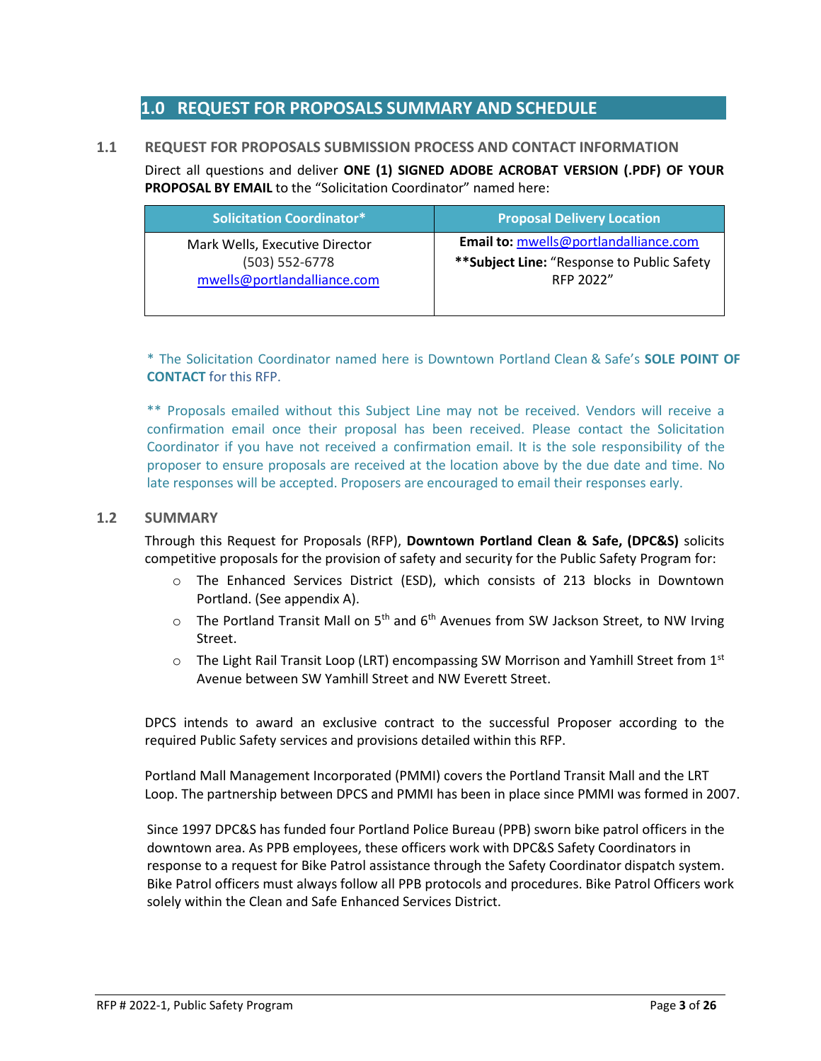# 1.0 REQUEST FOR PROPOSALS SUMMARY AND SCHEDULE

## 1.1 REQUEST FOR PROPOSALS SUBMISSION PROCESS AND CONTACT INFORMATION

Direct all questions and deliver **ONE (1) SIGNED ADOBE ACROBAT VERSION (.PDF) OF YOUR PROPOSAL BY EMAIL** to the "Solicitation Coordinator" named here:

| Solicitation Coordinator* | Proposal Delivery Location |
|---|---|
| Mark Wells, Executive Director<br>(503) 552-6778<br>mwells@portlandalliance.com | **Email to:** mwells@portlandalliance.com<br>****Subject Line:** "Response to Public Safety RFP 2022" |

* The Solicitation Coordinator named here is Downtown Portland Clean & Safe's **SOLE POINT OF CONTACT** for this RFP.

** Proposals emailed without this Subject Line may not be received. Vendors will receive a confirmation email once their proposal has been received. Please contact the Solicitation Coordinator if you have not received a confirmation email. It is the sole responsibility of the proposer to ensure proposals are received at the location above by the due date and time. No late responses will be accepted. Proposers are encouraged to email their responses early.

## 1.2 SUMMARY

Through this Request for Proposals (RFP), **Downtown Portland Clean & Safe, (DPC&S)** solicits competitive proposals for the provision of safety and security for the Public Safety Program for:

- The Enhanced Services District (ESD), which consists of 213 blocks in Downtown Portland. (See appendix A).
- The Portland Transit Mall on 5th and 6th Avenues from SW Jackson Street, to NW Irving Street.
- The Light Rail Transit Loop (LRT) encompassing SW Morrison and Yamhill Street from 1st Avenue between SW Yamhill Street and NW Everett Street.

DPCS intends to award an exclusive contract to the successful Proposer according to the required Public Safety services and provisions detailed within this RFP.

Portland Mall Management Incorporated (PMMI) covers the Portland Transit Mall and the LRT Loop. The partnership between DPCS and PMMI has been in place since PMMI was formed in 2007.

Since 1997 DPC&S has funded four Portland Police Bureau (PPB) sworn bike patrol officers in the downtown area. As PPB employees, these officers work with DPC&S Safety Coordinators in response to a request for Bike Patrol assistance through the Safety Coordinator dispatch system. Bike Patrol officers must always follow all PPB protocols and procedures. Bike Patrol Officers work solely within the Clean and Safe Enhanced Services District.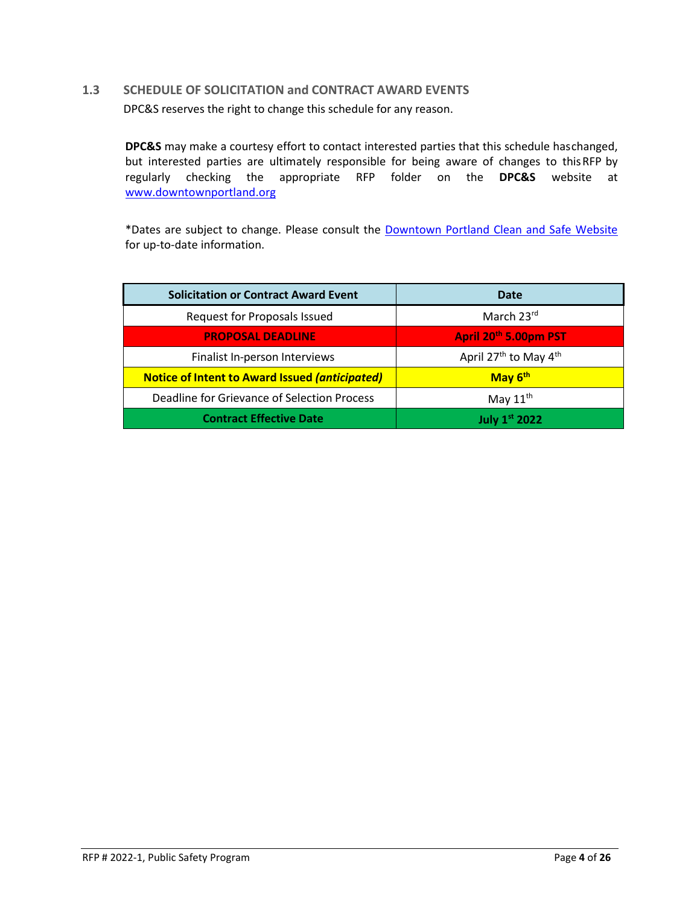## 1.3 SCHEDULE OF SOLICITATION and CONTRACT AWARD EVENTS

DPC&S reserves the right to change this schedule for any reason.

**DPC&S** may make a courtesy effort to contact interested parties that this schedule has changed, but interested parties are ultimately responsible for being aware of changes to this RFP by regularly checking the appropriate RFP folder on the **DPC&S** website at www.downtownportland.org

*Dates are subject to change. Please consult the Downtown Portland Clean and Safe Website for up-to-date information.

| Solicitation or Contract Award Event | Date |
|---|---|
| Request for Proposals Issued | March 23rd |
| **PROPOSAL DEADLINE** | **April 20th 5.00pm PST** |
| Finalist In-person Interviews | April 27th to May 4th |
| **Notice of Intent to Award Issued *(anticipated)*** | **May 6th** |
| Deadline for Grievance of Selection Process | May 11th |
| **Contract Effective Date** | **July 1st 2022** |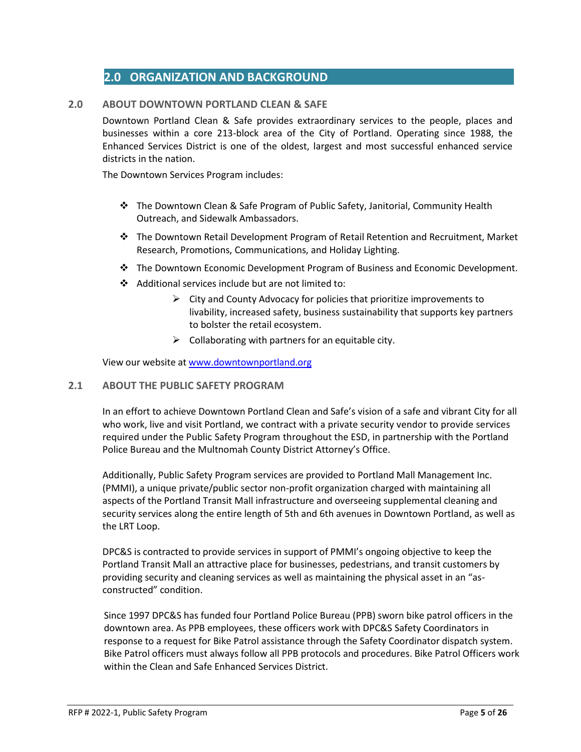## 2.0 ORGANIZATION AND BACKGROUND

### 2.0 ABOUT DOWNTOWN PORTLAND CLEAN & SAFE

Downtown Portland Clean & Safe provides extraordinary services to the people, places and businesses within a core 213-block area of the City of Portland. Operating since 1988, the Enhanced Services District is one of the oldest, largest and most successful enhanced service districts in the nation.

The Downtown Services Program includes:

- The Downtown Clean & Safe Program of Public Safety, Janitorial, Community Health Outreach, and Sidewalk Ambassadors.
- The Downtown Retail Development Program of Retail Retention and Recruitment, Market Research, Promotions, Communications, and Holiday Lighting.
- The Downtown Economic Development Program of Business and Economic Development.
- Additional services include but are not limited to:
  - City and County Advocacy for policies that prioritize improvements to livability, increased safety, business sustainability that supports key partners to bolster the retail ecosystem.
  - Collaborating with partners for an equitable city.

View our website at [www.downtownportland.org](http://www.downtownportland.org)

### 2.1 ABOUT THE PUBLIC SAFETY PROGRAM

In an effort to achieve Downtown Portland Clean and Safe's vision of a safe and vibrant City for all who work, live and visit Portland, we contract with a private security vendor to provide services required under the Public Safety Program throughout the ESD, in partnership with the Portland Police Bureau and the Multnomah County District Attorney's Office.

Additionally, Public Safety Program services are provided to Portland Mall Management Inc. (PMMI), a unique private/public sector non-profit organization charged with maintaining all aspects of the Portland Transit Mall infrastructure and overseeing supplemental cleaning and security services along the entire length of 5th and 6th avenues in Downtown Portland, as well as the LRT Loop.

DPC&S is contracted to provide services in support of PMMI's ongoing objective to keep the Portland Transit Mall an attractive place for businesses, pedestrians, and transit customers by providing security and cleaning services as well as maintaining the physical asset in an "as-constructed" condition.

Since 1997 DPC&S has funded four Portland Police Bureau (PPB) sworn bike patrol officers in the downtown area. As PPB employees, these officers work with DPC&S Safety Coordinators in response to a request for Bike Patrol assistance through the Safety Coordinator dispatch system. Bike Patrol officers must always follow all PPB protocols and procedures. Bike Patrol Officers work within the Clean and Safe Enhanced Services District.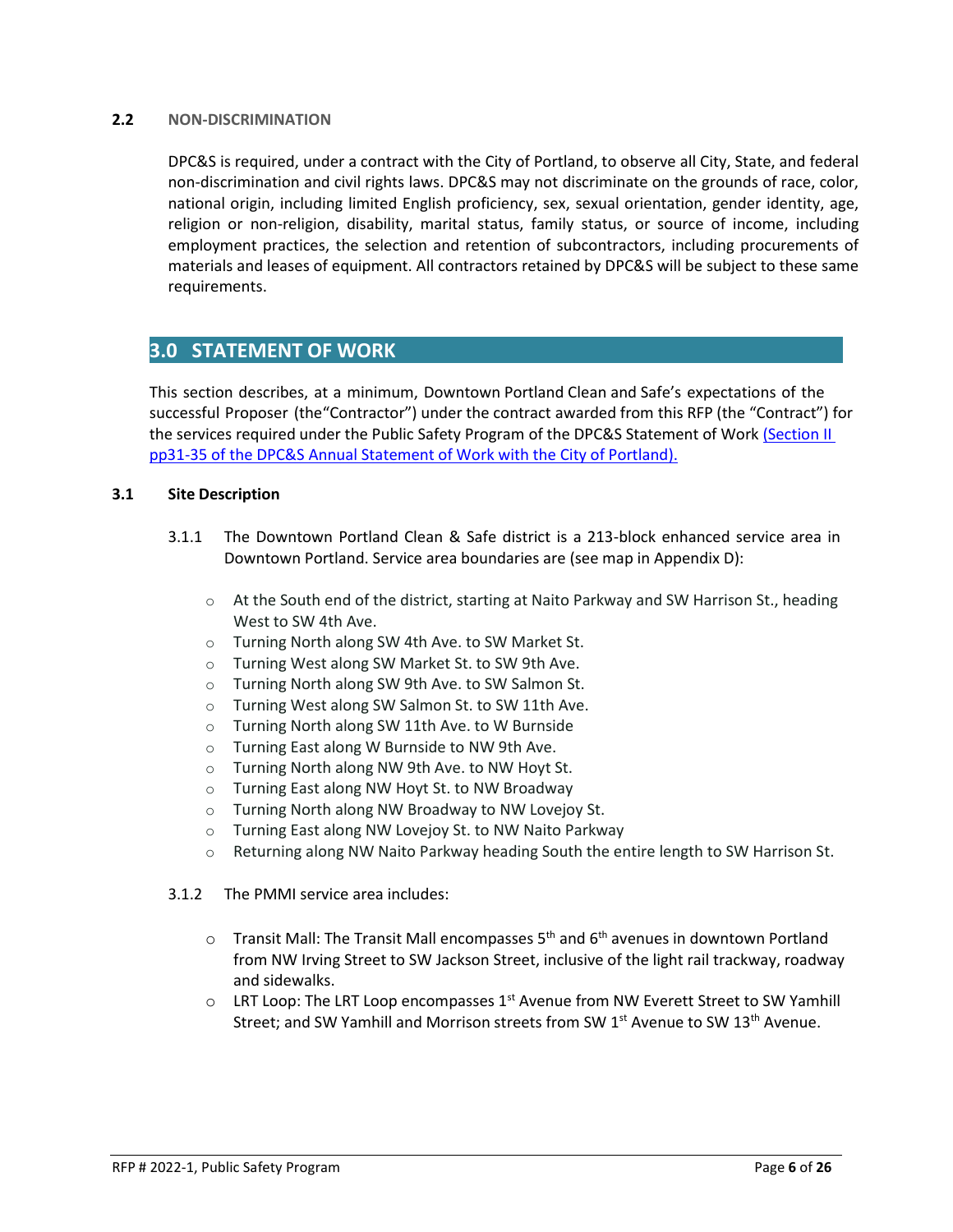### 2.2 NON-DISCRIMINATION

DPC&S is required, under a contract with the City of Portland, to observe all City, State, and federal non-discrimination and civil rights laws. DPC&S may not discriminate on the grounds of race, color, national origin, including limited English proficiency, sex, sexual orientation, gender identity, age, religion or non-religion, disability, marital status, family status, or source of income, including employment practices, the selection and retention of subcontractors, including procurements of materials and leases of equipment. All contractors retained by DPC&S will be subject to these same requirements.

## 3.0 STATEMENT OF WORK

This section describes, at a minimum, Downtown Portland Clean and Safe's expectations of the successful Proposer (the"Contractor") under the contract awarded from this RFP (the "Contract") for the services required under the Public Safety Program of the DPC&S Statement of Work (Section II pp31-35 of the DPC&S Annual Statement of Work with the City of Portland).

### 3.1 Site Description

3.1.1 The Downtown Portland Clean & Safe district is a 213-block enhanced service area in Downtown Portland. Service area boundaries are (see map in Appendix D):

- At the South end of the district, starting at Naito Parkway and SW Harrison St., heading West to SW 4th Ave.
- Turning North along SW 4th Ave. to SW Market St.
- Turning West along SW Market St. to SW 9th Ave.
- Turning North along SW 9th Ave. to SW Salmon St.
- Turning West along SW Salmon St. to SW 11th Ave.
- Turning North along SW 11th Ave. to W Burnside
- Turning East along W Burnside to NW 9th Ave.
- Turning North along NW 9th Ave. to NW Hoyt St.
- Turning East along NW Hoyt St. to NW Broadway
- Turning North along NW Broadway to NW Lovejoy St.
- Turning East along NW Lovejoy St. to NW Naito Parkway
- Returning along NW Naito Parkway heading South the entire length to SW Harrison St.

3.1.2 The PMMI service area includes:

- Transit Mall: The Transit Mall encompasses 5th and 6th avenues in downtown Portland from NW Irving Street to SW Jackson Street, inclusive of the light rail trackway, roadway and sidewalks.
- LRT Loop: The LRT Loop encompasses 1st Avenue from NW Everett Street to SW Yamhill Street; and SW Yamhill and Morrison streets from SW 1st Avenue to SW 13th Avenue.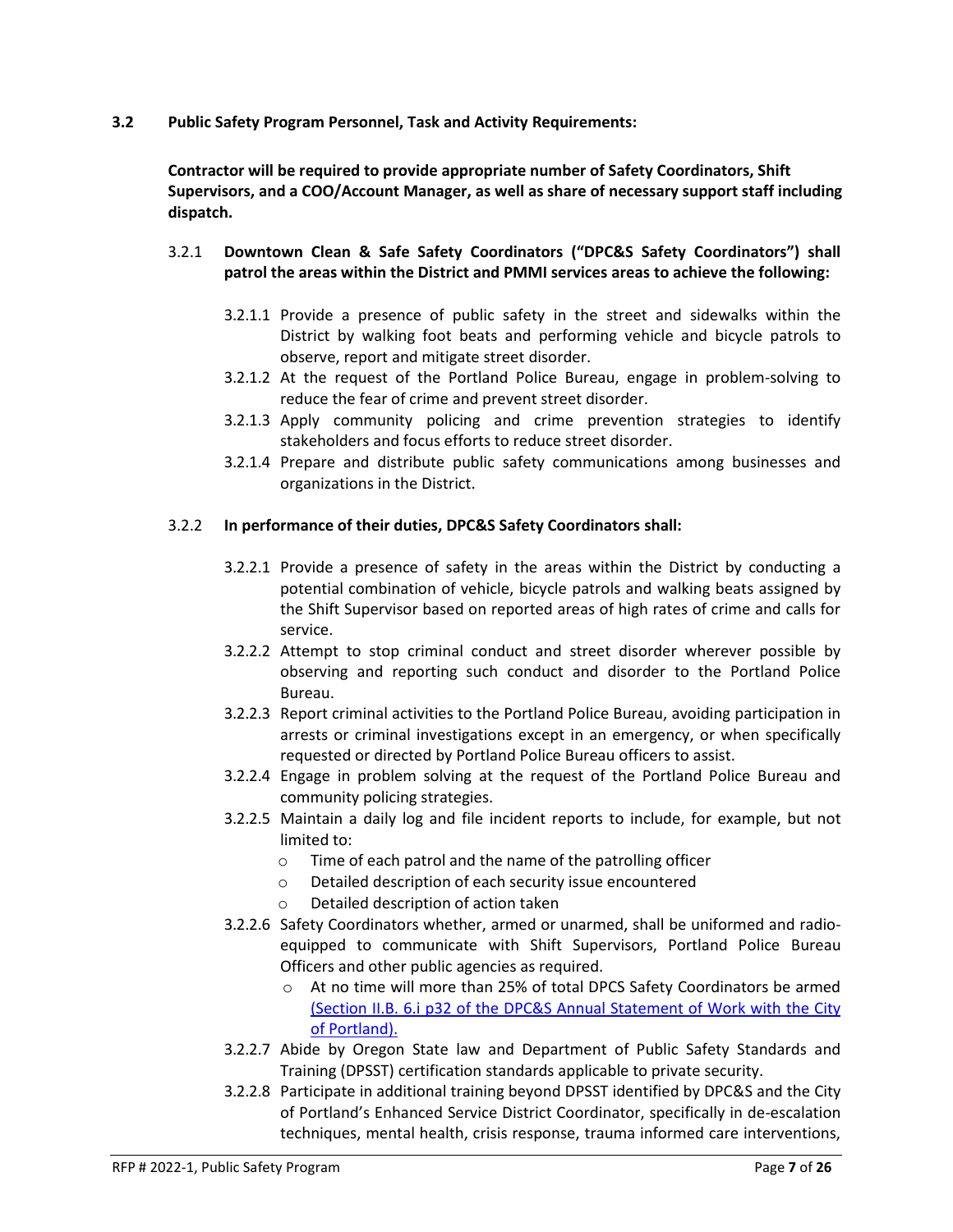**3.2 Public Safety Program Personnel, Task and Activity Requirements:**

**Contractor will be required to provide appropriate number of Safety Coordinators, Shift Supervisors, and a COO/Account Manager, as well as share of necessary support staff including dispatch.**

3.2.1 **Downtown Clean & Safe Safety Coordinators ("DPC&S Safety Coordinators") shall patrol the areas within the District and PMMI services areas to achieve the following:**

- 3.2.1.1 Provide a presence of public safety in the street and sidewalks within the District by walking foot beats and performing vehicle and bicycle patrols to observe, report and mitigate street disorder.
- 3.2.1.2 At the request of the Portland Police Bureau, engage in problem-solving to reduce the fear of crime and prevent street disorder.
- 3.2.1.3 Apply community policing and crime prevention strategies to identify stakeholders and focus efforts to reduce street disorder.
- 3.2.1.4 Prepare and distribute public safety communications among businesses and organizations in the District.

3.2.2 **In performance of their duties, DPC&S Safety Coordinators shall:**

- 3.2.2.1 Provide a presence of safety in the areas within the District by conducting a potential combination of vehicle, bicycle patrols and walking beats assigned by the Shift Supervisor based on reported areas of high rates of crime and calls for service.
- 3.2.2.2 Attempt to stop criminal conduct and street disorder wherever possible by observing and reporting such conduct and disorder to the Portland Police Bureau.
- 3.2.2.3 Report criminal activities to the Portland Police Bureau, avoiding participation in arrests or criminal investigations except in an emergency, or when specifically requested or directed by Portland Police Bureau officers to assist.
- 3.2.2.4 Engage in problem solving at the request of the Portland Police Bureau and community policing strategies.
- 3.2.2.5 Maintain a daily log and file incident reports to include, for example, but not limited to:
  - Time of each patrol and the name of the patrolling officer
  - Detailed description of each security issue encountered
  - Detailed description of action taken
- 3.2.2.6 Safety Coordinators whether, armed or unarmed, shall be uniformed and radio-equipped to communicate with Shift Supervisors, Portland Police Bureau Officers and other public agencies as required.
  - At no time will more than 25% of total DPCS Safety Coordinators be armed (Section II.B. 6.i p32 of the DPC&S Annual Statement of Work with the City of Portland).
- 3.2.2.7 Abide by Oregon State law and Department of Public Safety Standards and Training (DPSST) certification standards applicable to private security.
- 3.2.2.8 Participate in additional training beyond DPSST identified by DPC&S and the City of Portland's Enhanced Service District Coordinator, specifically in de-escalation techniques, mental health, crisis response, trauma informed care interventions,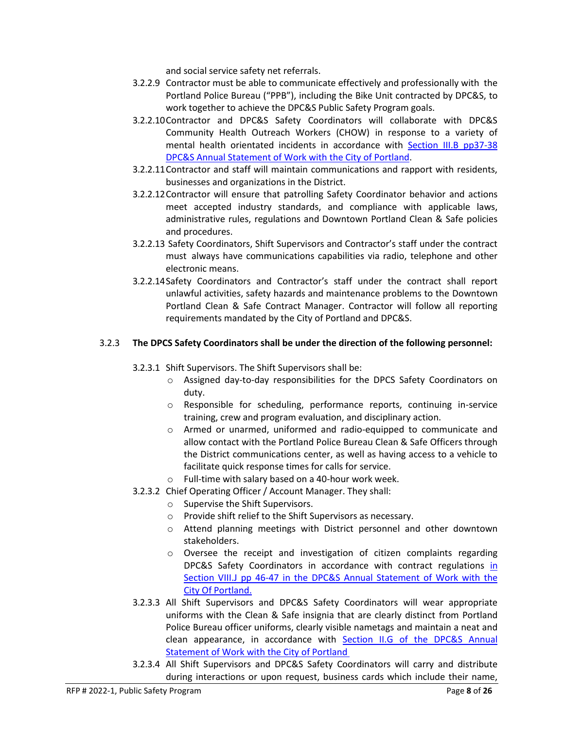and social service safety net referrals.

- 3.2.2.9 Contractor must be able to communicate effectively and professionally with the Portland Police Bureau ("PPB"), including the Bike Unit contracted by DPC&S, to work together to achieve the DPC&S Public Safety Program goals.
- 3.2.2.10 Contractor and DPC&S Safety Coordinators will collaborate with DPC&S Community Health Outreach Workers (CHOW) in response to a variety of mental health orientated incidents in accordance with Section III.B pp37-38 DPC&S Annual Statement of Work with the City of Portland.
- 3.2.2.11 Contractor and staff will maintain communications and rapport with residents, businesses and organizations in the District.
- 3.2.2.12 Contractor will ensure that patrolling Safety Coordinator behavior and actions meet accepted industry standards, and compliance with applicable laws, administrative rules, regulations and Downtown Portland Clean & Safe policies and procedures.
- 3.2.2.13 Safety Coordinators, Shift Supervisors and Contractor's staff under the contract must always have communications capabilities via radio, telephone and other electronic means.
- 3.2.2.14 Safety Coordinators and Contractor's staff under the contract shall report unlawful activities, safety hazards and maintenance problems to the Downtown Portland Clean & Safe Contract Manager. Contractor will follow all reporting requirements mandated by the City of Portland and DPC&S.

3.2.3 **The DPCS Safety Coordinators shall be under the direction of the following personnel:**

- 3.2.3.1 Shift Supervisors. The Shift Supervisors shall be:
  - Assigned day-to-day responsibilities for the DPCS Safety Coordinators on duty.
  - Responsible for scheduling, performance reports, continuing in-service training, crew and program evaluation, and disciplinary action.
  - Armed or unarmed, uniformed and radio-equipped to communicate and allow contact with the Portland Police Bureau Clean & Safe Officers through the District communications center, as well as having access to a vehicle to facilitate quick response times for calls for service.
  - Full-time with salary based on a 40-hour work week.
- 3.2.3.2 Chief Operating Officer / Account Manager. They shall:
  - Supervise the Shift Supervisors.
  - Provide shift relief to the Shift Supervisors as necessary.
  - Attend planning meetings with District personnel and other downtown stakeholders.
  - Oversee the receipt and investigation of citizen complaints regarding DPC&S Safety Coordinators in accordance with contract regulations in Section VIII.J pp 46-47 in the DPC&S Annual Statement of Work with the City Of Portland.
- 3.2.3.3 All Shift Supervisors and DPC&S Safety Coordinators will wear appropriate uniforms with the Clean & Safe insignia that are clearly distinct from Portland Police Bureau officer uniforms, clearly visible nametags and maintain a neat and clean appearance, in accordance with Section II.G of the DPC&S Annual Statement of Work with the City of Portland
- 3.2.3.4 All Shift Supervisors and DPC&S Safety Coordinators will carry and distribute during interactions or upon request, business cards which include their name,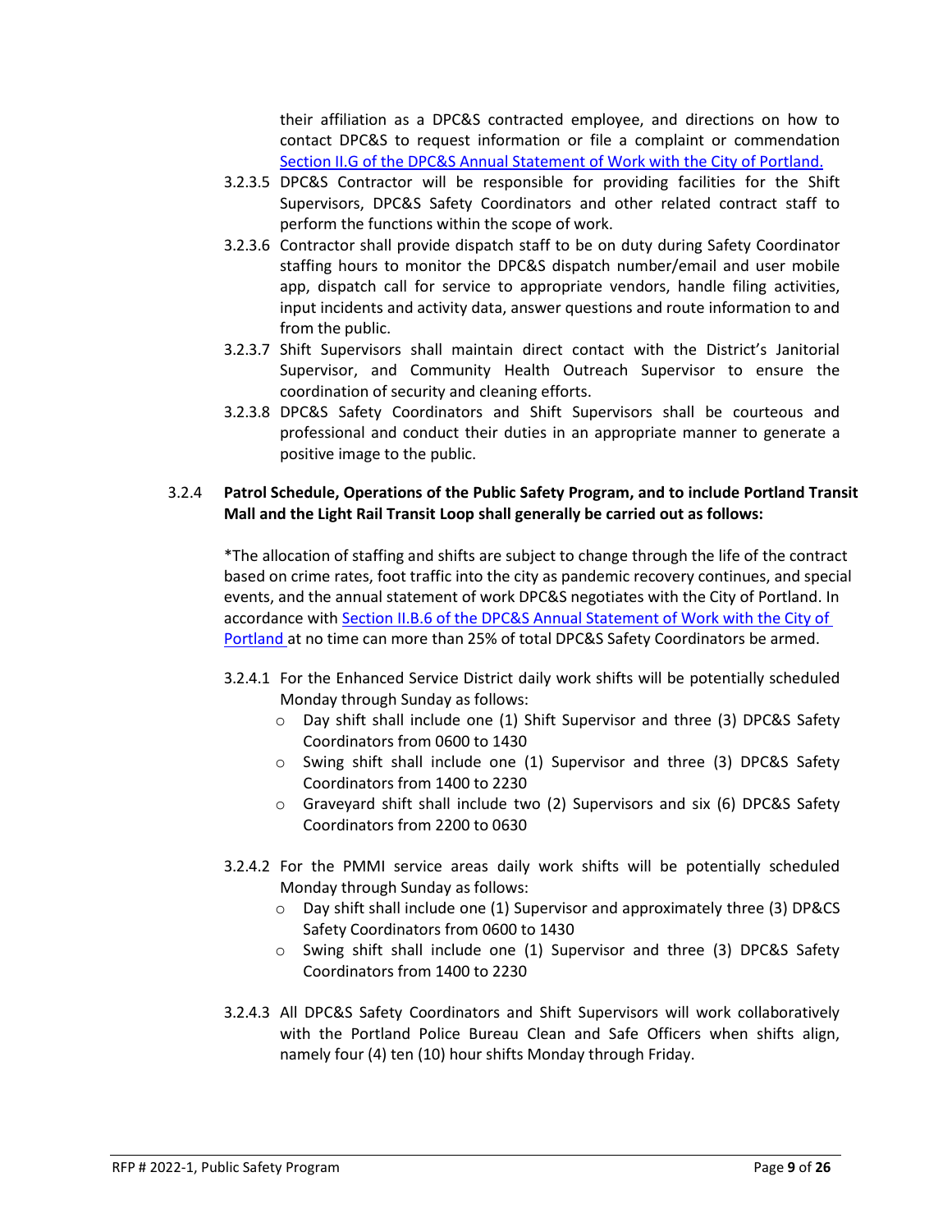their affiliation as a DPC&S contracted employee, and directions on how to contact DPC&S to request information or file a complaint or commendation [Section II.G of the DPC&S Annual Statement of Work with the City of Portland.]

3.2.3.5 DPC&S Contractor will be responsible for providing facilities for the Shift Supervisors, DPC&S Safety Coordinators and other related contract staff to perform the functions within the scope of work.

3.2.3.6 Contractor shall provide dispatch staff to be on duty during Safety Coordinator staffing hours to monitor the DPC&S dispatch number/email and user mobile app, dispatch call for service to appropriate vendors, handle filing activities, input incidents and activity data, answer questions and route information to and from the public.

3.2.3.7 Shift Supervisors shall maintain direct contact with the District's Janitorial Supervisor, and Community Health Outreach Supervisor to ensure the coordination of security and cleaning efforts.

3.2.3.8 DPC&S Safety Coordinators and Shift Supervisors shall be courteous and professional and conduct their duties in an appropriate manner to generate a positive image to the public.

### 3.2.4 Patrol Schedule, Operations of the Public Safety Program, and to include Portland Transit Mall and the Light Rail Transit Loop shall generally be carried out as follows:

*The allocation of staffing and shifts are subject to change through the life of the contract based on crime rates, foot traffic into the city as pandemic recovery continues, and special events, and the annual statement of work DPC&S negotiates with the City of Portland. In accordance with Section II.B.6 of the DPC&S Annual Statement of Work with the City of Portland at no time can more than 25% of total DPC&S Safety Coordinators be armed.

3.2.4.1 For the Enhanced Service District daily work shifts will be potentially scheduled Monday through Sunday as follows:

- Day shift shall include one (1) Shift Supervisor and three (3) DPC&S Safety Coordinators from 0600 to 1430
- Swing shift shall include one (1) Supervisor and three (3) DPC&S Safety Coordinators from 1400 to 2230
- Graveyard shift shall include two (2) Supervisors and six (6) DPC&S Safety Coordinators from 2200 to 0630

3.2.4.2 For the PMMI service areas daily work shifts will be potentially scheduled Monday through Sunday as follows:

- Day shift shall include one (1) Supervisor and approximately three (3) DP&CS Safety Coordinators from 0600 to 1430
- Swing shift shall include one (1) Supervisor and three (3) DPC&S Safety Coordinators from 1400 to 2230

3.2.4.3 All DPC&S Safety Coordinators and Shift Supervisors will work collaboratively with the Portland Police Bureau Clean and Safe Officers when shifts align, namely four (4) ten (10) hour shifts Monday through Friday.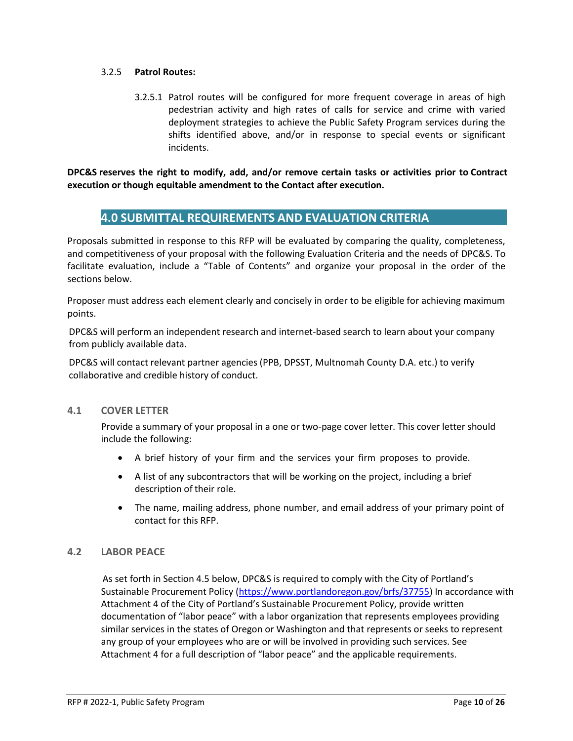#### 3.2.5 **Patrol Routes:**

3.2.5.1 Patrol routes will be configured for more frequent coverage in areas of high pedestrian activity and high rates of calls for service and crime with varied deployment strategies to achieve the Public Safety Program services during the shifts identified above, and/or in response to special events or significant incidents.

**DPC&S reserves the right to modify, add, and/or remove certain tasks or activities prior to Contract execution or though equitable amendment to the Contact after execution.**

## 4.0 SUBMITTAL REQUIREMENTS AND EVALUATION CRITERIA

Proposals submitted in response to this RFP will be evaluated by comparing the quality, completeness, and competitiveness of your proposal with the following Evaluation Criteria and the needs of DPC&S. To facilitate evaluation, include a "Table of Contents" and organize your proposal in the order of the sections below.

Proposer must address each element clearly and concisely in order to be eligible for achieving maximum points.

DPC&S will perform an independent research and internet-based search to learn about your company from publicly available data.

DPC&S will contact relevant partner agencies (PPB, DPSST, Multnomah County D.A. etc.) to verify collaborative and credible history of conduct.

### 4.1 COVER LETTER

Provide a summary of your proposal in a one or two-page cover letter. This cover letter should include the following:

- A brief history of your firm and the services your firm proposes to provide.
- A list of any subcontractors that will be working on the project, including a brief description of their role.
- The name, mailing address, phone number, and email address of your primary point of contact for this RFP.

### 4.2 LABOR PEACE

As set forth in Section 4.5 below, DPC&S is required to comply with the City of Portland's Sustainable Procurement Policy (https://www.portlandoregon.gov/brfs/37755) In accordance with Attachment 4 of the City of Portland's Sustainable Procurement Policy, provide written documentation of "labor peace" with a labor organization that represents employees providing similar services in the states of Oregon or Washington and that represents or seeks to represent any group of your employees who are or will be involved in providing such services. See Attachment 4 for a full description of "labor peace" and the applicable requirements.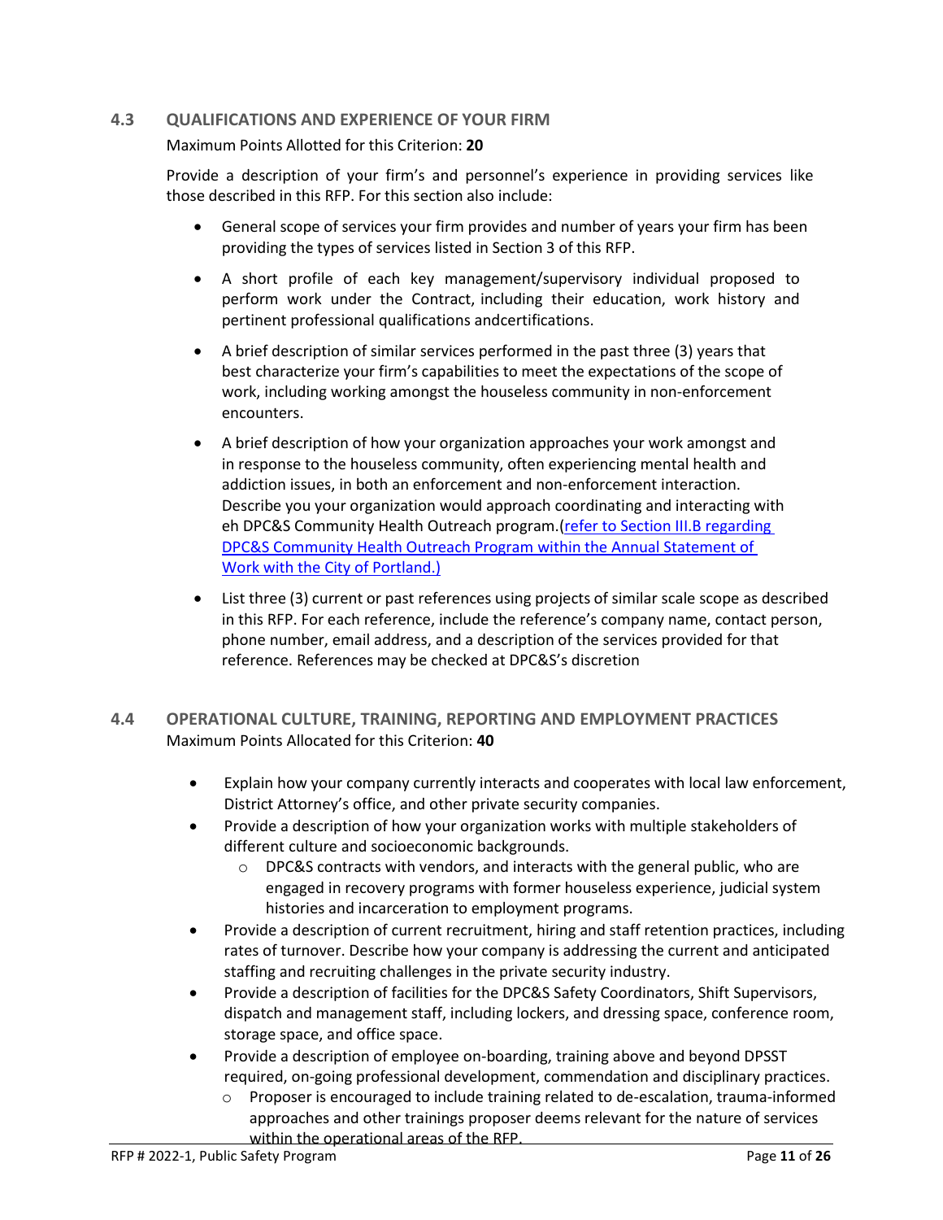## 4.3 QUALIFICATIONS AND EXPERIENCE OF YOUR FIRM

Maximum Points Allotted for this Criterion: **20**

Provide a description of your firm's and personnel's experience in providing services like those described in this RFP. For this section also include:

- General scope of services your firm provides and number of years your firm has been providing the types of services listed in Section 3 of this RFP.
- A short profile of each key management/supervisory individual proposed to perform work under the Contract, including their education, work history and pertinent professional qualifications andcertifications.
- A brief description of similar services performed in the past three (3) years that best characterize your firm's capabilities to meet the expectations of the scope of work, including working amongst the houseless community in non-enforcement encounters.
- A brief description of how your organization approaches your work amongst and in response to the houseless community, often experiencing mental health and addiction issues, in both an enforcement and non-enforcement interaction. Describe you your organization would approach coordinating and interacting with eh DPC&S Community Health Outreach program.(refer to Section III.B regarding DPC&S Community Health Outreach Program within the Annual Statement of Work with the City of Portland.)
- List three (3) current or past references using projects of similar scale scope as described in this RFP. For each reference, include the reference's company name, contact person, phone number, email address, and a description of the services provided for that reference. References may be checked at DPC&S's discretion

## 4.4 OPERATIONAL CULTURE, TRAINING, REPORTING AND EMPLOYMENT PRACTICES

Maximum Points Allocated for this Criterion: **40**

- Explain how your company currently interacts and cooperates with local law enforcement, District Attorney's office, and other private security companies.
- Provide a description of how your organization works with multiple stakeholders of different culture and socioeconomic backgrounds.
  - DPC&S contracts with vendors, and interacts with the general public, who are engaged in recovery programs with former houseless experience, judicial system histories and incarceration to employment programs.
- Provide a description of current recruitment, hiring and staff retention practices, including rates of turnover. Describe how your company is addressing the current and anticipated staffing and recruiting challenges in the private security industry.
- Provide a description of facilities for the DPC&S Safety Coordinators, Shift Supervisors, dispatch and management staff, including lockers, and dressing space, conference room, storage space, and office space.
- Provide a description of employee on-boarding, training above and beyond DPSST required, on-going professional development, commendation and disciplinary practices.
  - Proposer is encouraged to include training related to de-escalation, trauma-informed approaches and other trainings proposer deems relevant for the nature of services within the operational areas of the RFP.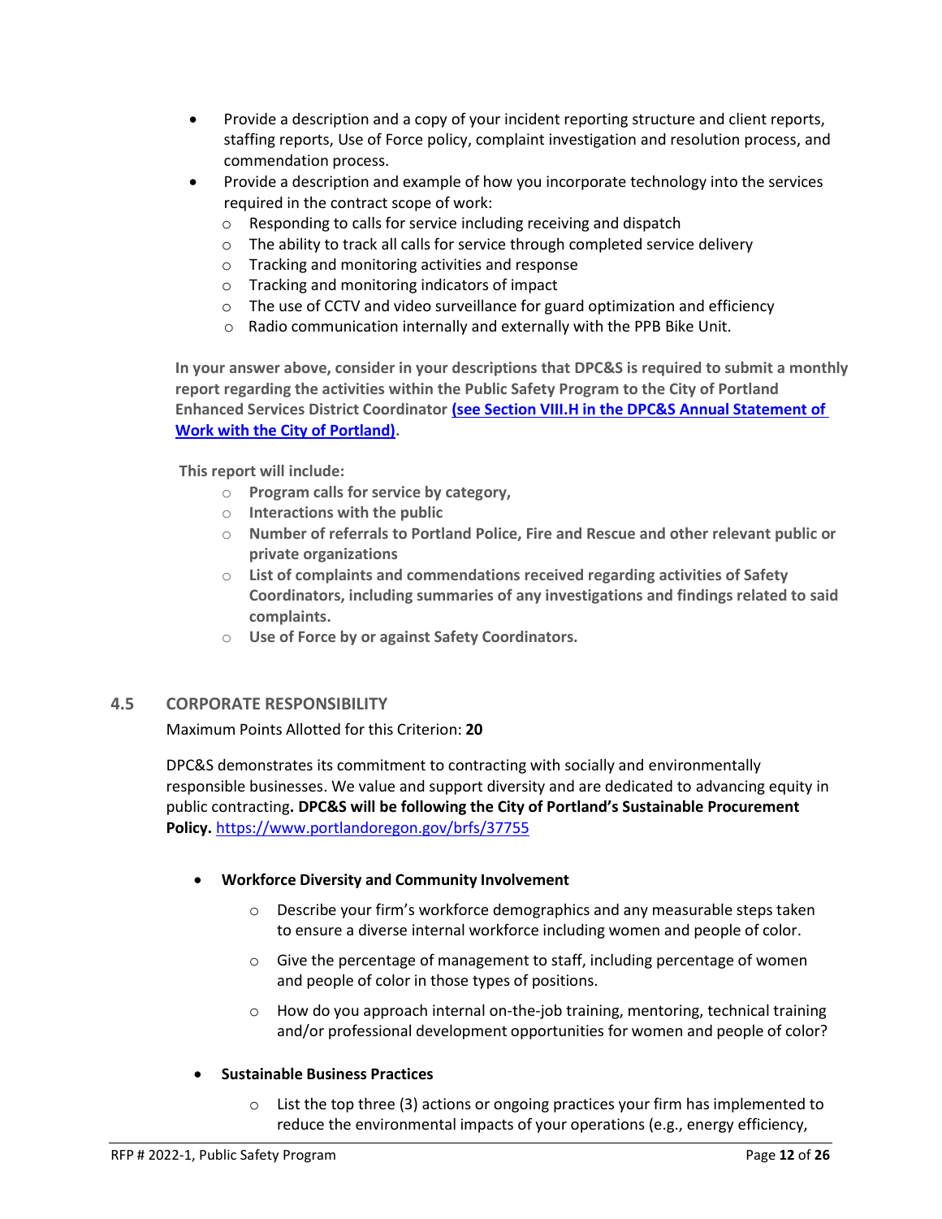- Provide a description and a copy of your incident reporting structure and client reports, staffing reports, Use of Force policy, complaint investigation and resolution process, and commendation process.
- Provide a description and example of how you incorporate technology into the services required in the contract scope of work:
  - Responding to calls for service including receiving and dispatch
  - The ability to track all calls for service through completed service delivery
  - Tracking and monitoring activities and response
  - Tracking and monitoring indicators of impact
  - The use of CCTV and video surveillance for guard optimization and efficiency
  - Radio communication internally and externally with the PPB Bike Unit.

**In your answer above, consider in your descriptions that DPC&S is required to submit a monthly report regarding the activities within the Public Safety Program to the City of Portland Enhanced Services District Coordinator [(see Section VIII.H in the DPC&S Annual Statement of Work with the City of Portland)].**

**This report will include:**

- **Program calls for service by category,**
- **Interactions with the public**
- **Number of referrals to Portland Police, Fire and Rescue and other relevant public or private organizations**
- **List of complaints and commendations received regarding activities of Safety Coordinators, including summaries of any investigations and findings related to said complaints.**
- **Use of Force by or against Safety Coordinators.**

## 4.5 CORPORATE RESPONSIBILITY

Maximum Points Allotted for this Criterion: **20**

DPC&S demonstrates its commitment to contracting with socially and environmentally responsible businesses. We value and support diversity and are dedicated to advancing equity in public contracting**. DPC&S will be following the City of Portland's Sustainable Procurement Policy.** https://www.portlandoregon.gov/brfs/37755

- **Workforce Diversity and Community Involvement**
  - Describe your firm's workforce demographics and any measurable steps taken to ensure a diverse internal workforce including women and people of color.
  - Give the percentage of management to staff, including percentage of women and people of color in those types of positions.
  - How do you approach internal on-the-job training, mentoring, technical training and/or professional development opportunities for women and people of color?
- **Sustainable Business Practices**
  - List the top three (3) actions or ongoing practices your firm has implemented to reduce the environmental impacts of your operations (e.g., energy efficiency,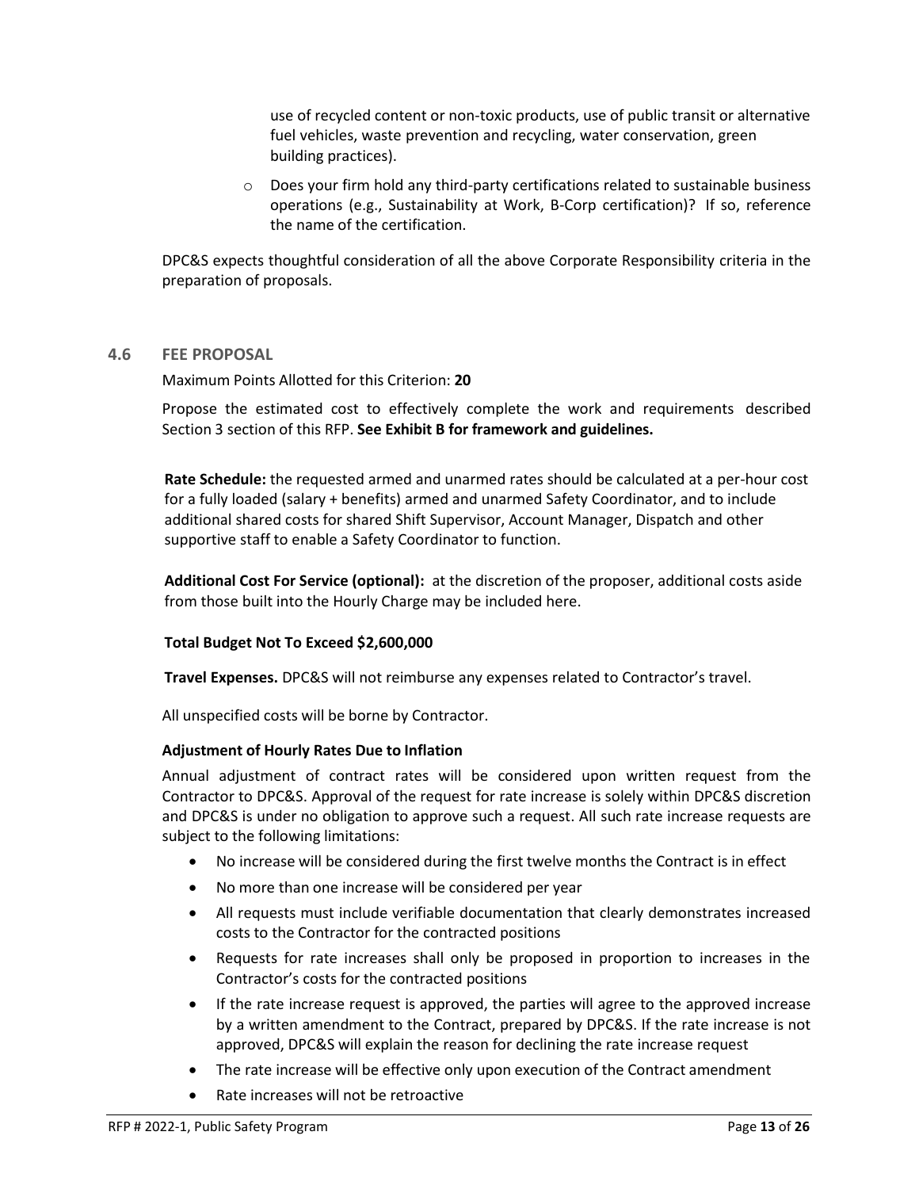use of recycled content or non-toxic products, use of public transit or alternative fuel vehicles, waste prevention and recycling, water conservation, green building practices).

- Does your firm hold any third-party certifications related to sustainable business operations (e.g., Sustainability at Work, B-Corp certification)? If so, reference the name of the certification.

DPC&S expects thoughtful consideration of all the above Corporate Responsibility criteria in the preparation of proposals.

### 4.6 FEE PROPOSAL

Maximum Points Allotted for this Criterion: **20**

Propose the estimated cost to effectively complete the work and requirements described Section 3 section of this RFP. **See Exhibit B for framework and guidelines.**

**Rate Schedule:** the requested armed and unarmed rates should be calculated at a per-hour cost for a fully loaded (salary + benefits) armed and unarmed Safety Coordinator, and to include additional shared costs for shared Shift Supervisor, Account Manager, Dispatch and other supportive staff to enable a Safety Coordinator to function.

**Additional Cost For Service (optional):** at the discretion of the proposer, additional costs aside from those built into the Hourly Charge may be included here.

**Total Budget Not To Exceed $2,600,000**

**Travel Expenses.** DPC&S will not reimburse any expenses related to Contractor's travel.

All unspecified costs will be borne by Contractor.

**Adjustment of Hourly Rates Due to Inflation**

Annual adjustment of contract rates will be considered upon written request from the Contractor to DPC&S. Approval of the request for rate increase is solely within DPC&S discretion and DPC&S is under no obligation to approve such a request. All such rate increase requests are subject to the following limitations:

- No increase will be considered during the first twelve months the Contract is in effect
- No more than one increase will be considered per year
- All requests must include verifiable documentation that clearly demonstrates increased costs to the Contractor for the contracted positions
- Requests for rate increases shall only be proposed in proportion to increases in the Contractor's costs for the contracted positions
- If the rate increase request is approved, the parties will agree to the approved increase by a written amendment to the Contract, prepared by DPC&S. If the rate increase is not approved, DPC&S will explain the reason for declining the rate increase request
- The rate increase will be effective only upon execution of the Contract amendment
- Rate increases will not be retroactive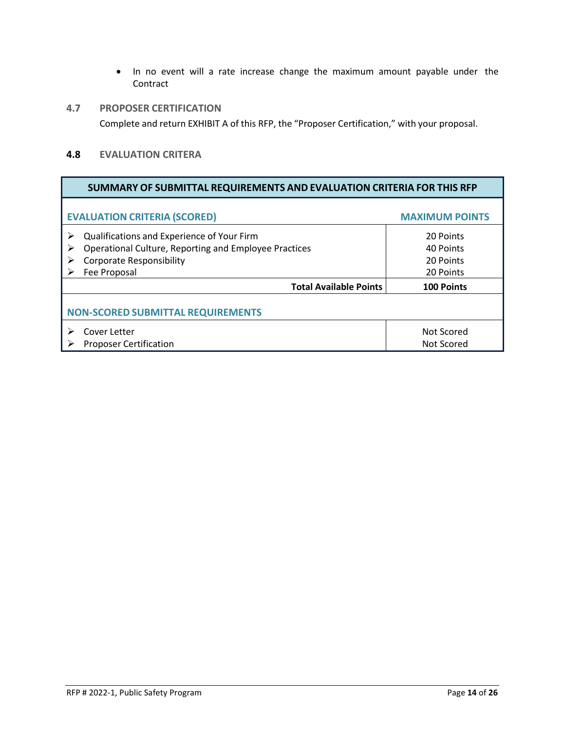- In no event will a rate increase change the maximum amount payable under the Contract

### 4.7 PROPOSER CERTIFICATION

Complete and return EXHIBIT A of this RFP, the "Proposer Certification," with your proposal.

### 4.8 EVALUATION CRITERA

| SUMMARY OF SUBMITTAL REQUIREMENTS AND EVALUATION CRITERIA FOR THIS RFP | |
|---|---|
| **EVALUATION CRITERIA (SCORED)** | **MAXIMUM POINTS** |
| ➢ Qualifications and Experience of Your Firm | 20 Points |
| ➢ Operational Culture, Reporting and Employee Practices | 40 Points |
| ➢ Corporate Responsibility | 20 Points |
| ➢ Fee Proposal | 20 Points |
| **Total Available Points** | **100 Points** |
| **NON-SCORED SUBMITTAL REQUIREMENTS** | |
| ➢ Cover Letter | Not Scored |
| ➢ Proposer Certification | Not Scored |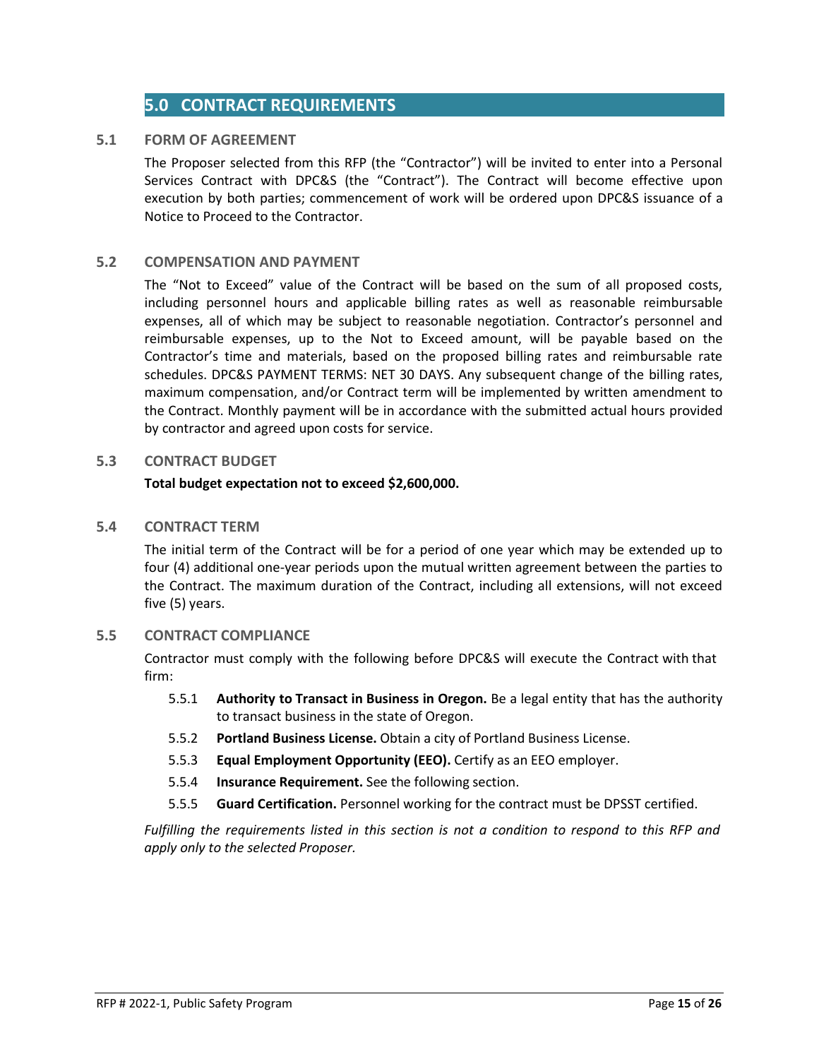# 5.0 CONTRACT REQUIREMENTS

## 5.1 FORM OF AGREEMENT

The Proposer selected from this RFP (the "Contractor") will be invited to enter into a Personal Services Contract with DPC&S (the "Contract"). The Contract will become effective upon execution by both parties; commencement of work will be ordered upon DPC&S issuance of a Notice to Proceed to the Contractor.

## 5.2 COMPENSATION AND PAYMENT

The "Not to Exceed" value of the Contract will be based on the sum of all proposed costs, including personnel hours and applicable billing rates as well as reasonable reimbursable expenses, all of which may be subject to reasonable negotiation. Contractor's personnel and reimbursable expenses, up to the Not to Exceed amount, will be payable based on the Contractor's time and materials, based on the proposed billing rates and reimbursable rate schedules. DPC&S PAYMENT TERMS: NET 30 DAYS. Any subsequent change of the billing rates, maximum compensation, and/or Contract term will be implemented by written amendment to the Contract. Monthly payment will be in accordance with the submitted actual hours provided by contractor and agreed upon costs for service.

## 5.3 CONTRACT BUDGET

**Total budget expectation not to exceed $2,600,000.**

## 5.4 CONTRACT TERM

The initial term of the Contract will be for a period of one year which may be extended up to four (4) additional one-year periods upon the mutual written agreement between the parties to the Contract. The maximum duration of the Contract, including all extensions, will not exceed five (5) years.

## 5.5 CONTRACT COMPLIANCE

Contractor must comply with the following before DPC&S will execute the Contract with that firm:

- 5.5.1 **Authority to Transact in Business in Oregon.** Be a legal entity that has the authority to transact business in the state of Oregon.
- 5.5.2 **Portland Business License.** Obtain a city of Portland Business License.
- 5.5.3 **Equal Employment Opportunity (EEO).** Certify as an EEO employer.
- 5.5.4 **Insurance Requirement.** See the following section.
- 5.5.5 **Guard Certification.** Personnel working for the contract must be DPSST certified.

*Fulfilling the requirements listed in this section is not a condition to respond to this RFP and apply only to the selected Proposer.*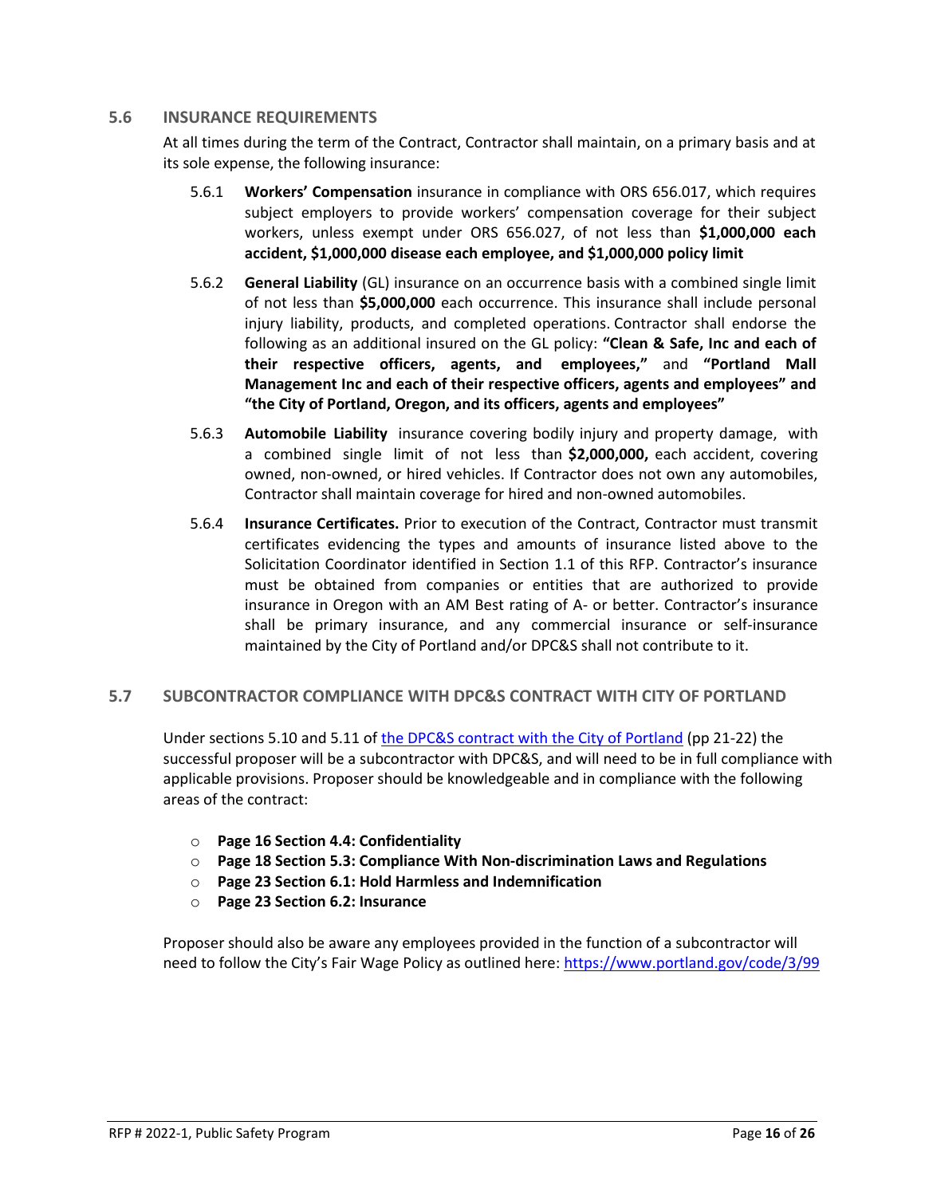### 5.6 INSURANCE REQUIREMENTS

At all times during the term of the Contract, Contractor shall maintain, on a primary basis and at its sole expense, the following insurance:

5.6.1 **Workers' Compensation** insurance in compliance with ORS 656.017, which requires subject employers to provide workers' compensation coverage for their subject workers, unless exempt under ORS 656.027, of not less than **$1,000,000 each accident, $1,000,000 disease each employee, and $1,000,000 policy limit**

5.6.2 **General Liability** (GL) insurance on an occurrence basis with a combined single limit of not less than **$5,000,000** each occurrence. This insurance shall include personal injury liability, products, and completed operations. Contractor shall endorse the following as an additional insured on the GL policy: **"Clean & Safe, Inc and each of their respective officers, agents, and employees,"** and **"Portland Mall Management Inc and each of their respective officers, agents and employees" and "the City of Portland, Oregon, and its officers, agents and employees"**

5.6.3 **Automobile Liability** insurance covering bodily injury and property damage, with a combined single limit of not less than **$2,000,000,** each accident, covering owned, non-owned, or hired vehicles. If Contractor does not own any automobiles, Contractor shall maintain coverage for hired and non-owned automobiles.

5.6.4 **Insurance Certificates.** Prior to execution of the Contract, Contractor must transmit certificates evidencing the types and amounts of insurance listed above to the Solicitation Coordinator identified in Section 1.1 of this RFP. Contractor's insurance must be obtained from companies or entities that are authorized to provide insurance in Oregon with an AM Best rating of A- or better. Contractor's insurance shall be primary insurance, and any commercial insurance or self-insurance maintained by the City of Portland and/or DPC&S shall not contribute to it.

### 5.7 SUBCONTRACTOR COMPLIANCE WITH DPC&S CONTRACT WITH CITY OF PORTLAND

Under sections 5.10 and 5.11 of the DPC&S contract with the City of Portland (pp 21-22) the successful proposer will be a subcontractor with DPC&S, and will need to be in full compliance with applicable provisions. Proposer should be knowledgeable and in compliance with the following areas of the contract:

- **Page 16 Section 4.4: Confidentiality**
- **Page 18 Section 5.3: Compliance With Non-discrimination Laws and Regulations**
- **Page 23 Section 6.1: Hold Harmless and Indemnification**
- **Page 23 Section 6.2: Insurance**

Proposer should also be aware any employees provided in the function of a subcontractor will need to follow the City's Fair Wage Policy as outlined here: https://www.portland.gov/code/3/99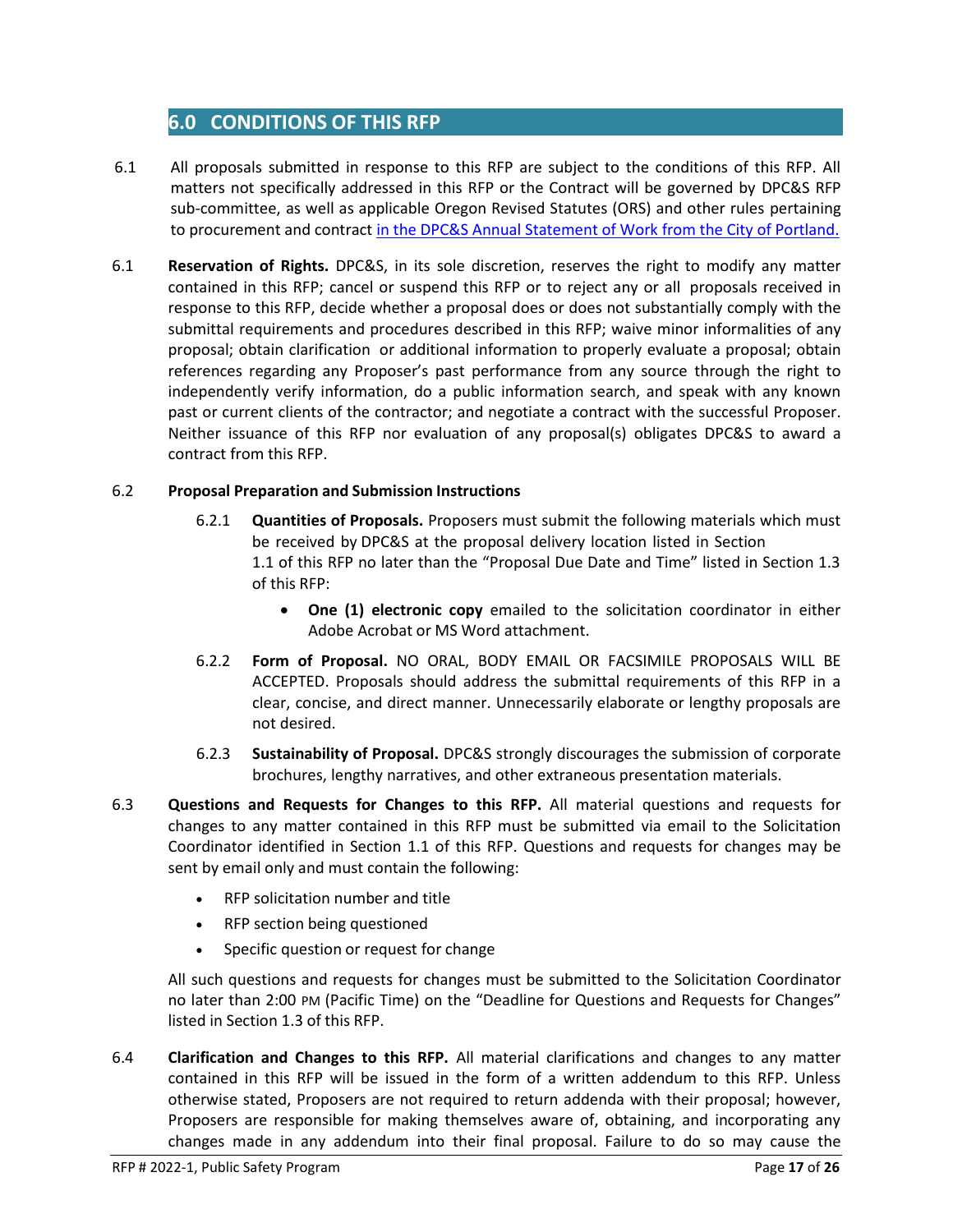## 6.0 CONDITIONS OF THIS RFP

6.1 All proposals submitted in response to this RFP are subject to the conditions of this RFP. All matters not specifically addressed in this RFP or the Contract will be governed by DPC&S RFP sub-committee, as well as applicable Oregon Revised Statutes (ORS) and other rules pertaining to procurement and contract [in the DPC&S Annual Statement of Work from the City of Portland.]()

6.1 **Reservation of Rights.** DPC&S, in its sole discretion, reserves the right to modify any matter contained in this RFP; cancel or suspend this RFP or to reject any or all proposals received in response to this RFP, decide whether a proposal does or does not substantially comply with the submittal requirements and procedures described in this RFP; waive minor informalities of any proposal; obtain clarification or additional information to properly evaluate a proposal; obtain references regarding any Proposer's past performance from any source through the right to independently verify information, do a public information search, and speak with any known past or current clients of the contractor; and negotiate a contract with the successful Proposer. Neither issuance of this RFP nor evaluation of any proposal(s) obligates DPC&S to award a contract from this RFP.

6.2 **Proposal Preparation and Submission Instructions**

6.2.1 **Quantities of Proposals.** Proposers must submit the following materials which must be received by DPC&S at the proposal delivery location listed in Section 1.1 of this RFP no later than the "Proposal Due Date and Time" listed in Section 1.3 of this RFP:

- **One (1) electronic copy** emailed to the solicitation coordinator in either Adobe Acrobat or MS Word attachment.

6.2.2 **Form of Proposal.** NO ORAL, BODY EMAIL OR FACSIMILE PROPOSALS WILL BE ACCEPTED. Proposals should address the submittal requirements of this RFP in a clear, concise, and direct manner. Unnecessarily elaborate or lengthy proposals are not desired.

6.2.3 **Sustainability of Proposal.** DPC&S strongly discourages the submission of corporate brochures, lengthy narratives, and other extraneous presentation materials.

6.3 **Questions and Requests for Changes to this RFP.** All material questions and requests for changes to any matter contained in this RFP must be submitted via email to the Solicitation Coordinator identified in Section 1.1 of this RFP. Questions and requests for changes may be sent by email only and must contain the following:

- RFP solicitation number and title
- RFP section being questioned
- Specific question or request for change

All such questions and requests for changes must be submitted to the Solicitation Coordinator no later than 2:00 PM (Pacific Time) on the "Deadline for Questions and Requests for Changes" listed in Section 1.3 of this RFP.

6.4 **Clarification and Changes to this RFP.** All material clarifications and changes to any matter contained in this RFP will be issued in the form of a written addendum to this RFP. Unless otherwise stated, Proposers are not required to return addenda with their proposal; however, Proposers are responsible for making themselves aware of, obtaining, and incorporating any changes made in any addendum into their final proposal. Failure to do so may cause the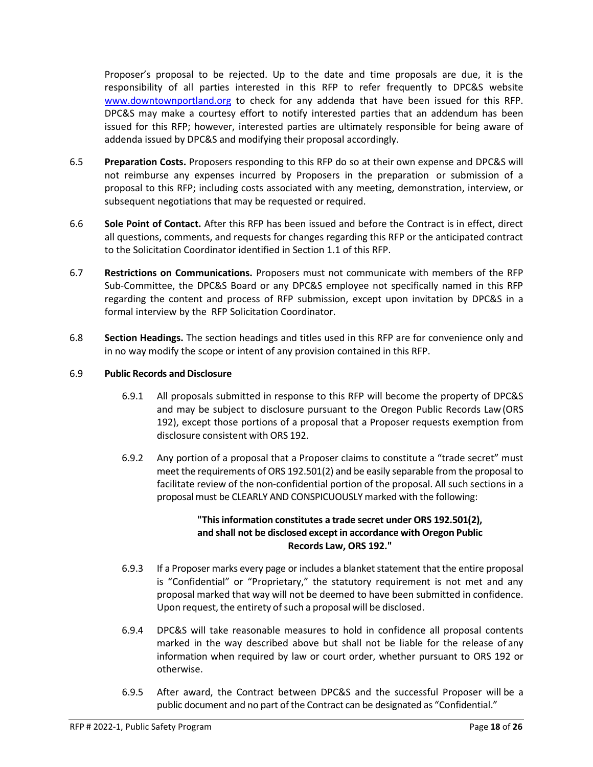Proposer's proposal to be rejected. Up to the date and time proposals are due, it is the responsibility of all parties interested in this RFP to refer frequently to DPC&S website [www.downtownportland.org](http://www.downtownportland.org) to check for any addenda that have been issued for this RFP. DPC&S may make a courtesy effort to notify interested parties that an addendum has been issued for this RFP; however, interested parties are ultimately responsible for being aware of addenda issued by DPC&S and modifying their proposal accordingly.

6.5 **Preparation Costs.** Proposers responding to this RFP do so at their own expense and DPC&S will not reimburse any expenses incurred by Proposers in the preparation or submission of a proposal to this RFP; including costs associated with any meeting, demonstration, interview, or subsequent negotiations that may be requested or required.

6.6 **Sole Point of Contact.** After this RFP has been issued and before the Contract is in effect, direct all questions, comments, and requests for changes regarding this RFP or the anticipated contract to the Solicitation Coordinator identified in Section 1.1 of this RFP.

6.7 **Restrictions on Communications.** Proposers must not communicate with members of the RFP Sub-Committee, the DPC&S Board or any DPC&S employee not specifically named in this RFP regarding the content and process of RFP submission, except upon invitation by DPC&S in a formal interview by the RFP Solicitation Coordinator.

6.8 **Section Headings.** The section headings and titles used in this RFP are for convenience only and in no way modify the scope or intent of any provision contained in this RFP.

6.9 **Public Records and Disclosure**

6.9.1 All proposals submitted in response to this RFP will become the property of DPC&S and may be subject to disclosure pursuant to the Oregon Public Records Law (ORS 192), except those portions of a proposal that a Proposer requests exemption from disclosure consistent with ORS 192.

6.9.2 Any portion of a proposal that a Proposer claims to constitute a "trade secret" must meet the requirements of ORS 192.501(2) and be easily separable from the proposal to facilitate review of the non-confidential portion of the proposal. All such sections in a proposal must be CLEARLY AND CONSPICUOUSLY marked with the following:

**"This information constitutes a trade secret under ORS 192.501(2), and shall not be disclosed except in accordance with Oregon Public Records Law, ORS 192."**

6.9.3 If a Proposer marks every page or includes a blanket statement that the entire proposal is "Confidential" or "Proprietary," the statutory requirement is not met and any proposal marked that way will not be deemed to have been submitted in confidence. Upon request, the entirety of such a proposal will be disclosed.

6.9.4 DPC&S will take reasonable measures to hold in confidence all proposal contents marked in the way described above but shall not be liable for the release of any information when required by law or court order, whether pursuant to ORS 192 or otherwise.

6.9.5 After award, the Contract between DPC&S and the successful Proposer will be a public document and no part of the Contract can be designated as "Confidential."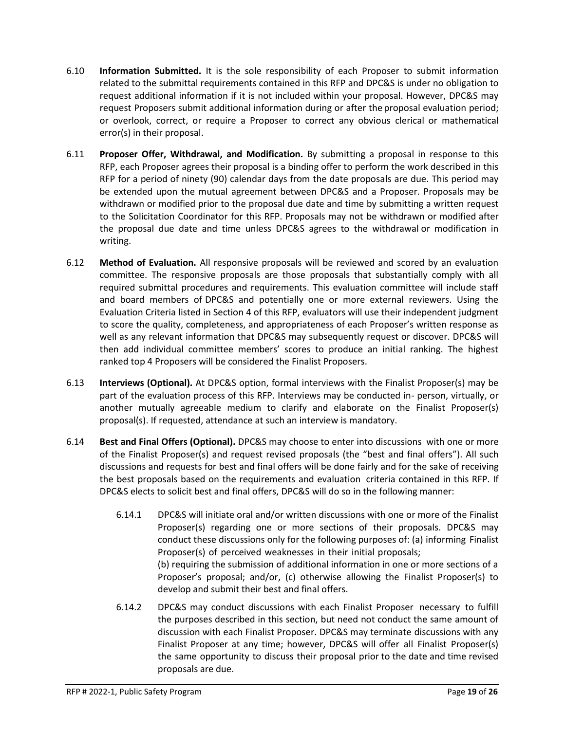6.10 **Information Submitted.** It is the sole responsibility of each Proposer to submit information related to the submittal requirements contained in this RFP and DPC&S is under no obligation to request additional information if it is not included within your proposal. However, DPC&S may request Proposers submit additional information during or after the proposal evaluation period; or overlook, correct, or require a Proposer to correct any obvious clerical or mathematical error(s) in their proposal.

6.11 **Proposer Offer, Withdrawal, and Modification.** By submitting a proposal in response to this RFP, each Proposer agrees their proposal is a binding offer to perform the work described in this RFP for a period of ninety (90) calendar days from the date proposals are due. This period may be extended upon the mutual agreement between DPC&S and a Proposer. Proposals may be withdrawn or modified prior to the proposal due date and time by submitting a written request to the Solicitation Coordinator for this RFP. Proposals may not be withdrawn or modified after the proposal due date and time unless DPC&S agrees to the withdrawal or modification in writing.

6.12 **Method of Evaluation.** All responsive proposals will be reviewed and scored by an evaluation committee. The responsive proposals are those proposals that substantially comply with all required submittal procedures and requirements. This evaluation committee will include staff and board members of DPC&S and potentially one or more external reviewers. Using the Evaluation Criteria listed in Section 4 of this RFP, evaluators will use their independent judgment to score the quality, completeness, and appropriateness of each Proposer's written response as well as any relevant information that DPC&S may subsequently request or discover. DPC&S will then add individual committee members' scores to produce an initial ranking. The highest ranked top 4 Proposers will be considered the Finalist Proposers.

6.13 **Interviews (Optional).** At DPC&S option, formal interviews with the Finalist Proposer(s) may be part of the evaluation process of this RFP. Interviews may be conducted in- person, virtually, or another mutually agreeable medium to clarify and elaborate on the Finalist Proposer(s) proposal(s). If requested, attendance at such an interview is mandatory.

6.14 **Best and Final Offers (Optional).** DPC&S may choose to enter into discussions with one or more of the Finalist Proposer(s) and request revised proposals (the "best and final offers"). All such discussions and requests for best and final offers will be done fairly and for the sake of receiving the best proposals based on the requirements and evaluation criteria contained in this RFP. If DPC&S elects to solicit best and final offers, DPC&S will do so in the following manner:

6.14.1 DPC&S will initiate oral and/or written discussions with one or more of the Finalist Proposer(s) regarding one or more sections of their proposals. DPC&S may conduct these discussions only for the following purposes of: (a) informing Finalist Proposer(s) of perceived weaknesses in their initial proposals;
(b) requiring the submission of additional information in one or more sections of a Proposer's proposal; and/or, (c) otherwise allowing the Finalist Proposer(s) to develop and submit their best and final offers.

6.14.2 DPC&S may conduct discussions with each Finalist Proposer necessary to fulfill the purposes described in this section, but need not conduct the same amount of discussion with each Finalist Proposer. DPC&S may terminate discussions with any Finalist Proposer at any time; however, DPC&S will offer all Finalist Proposer(s) the same opportunity to discuss their proposal prior to the date and time revised proposals are due.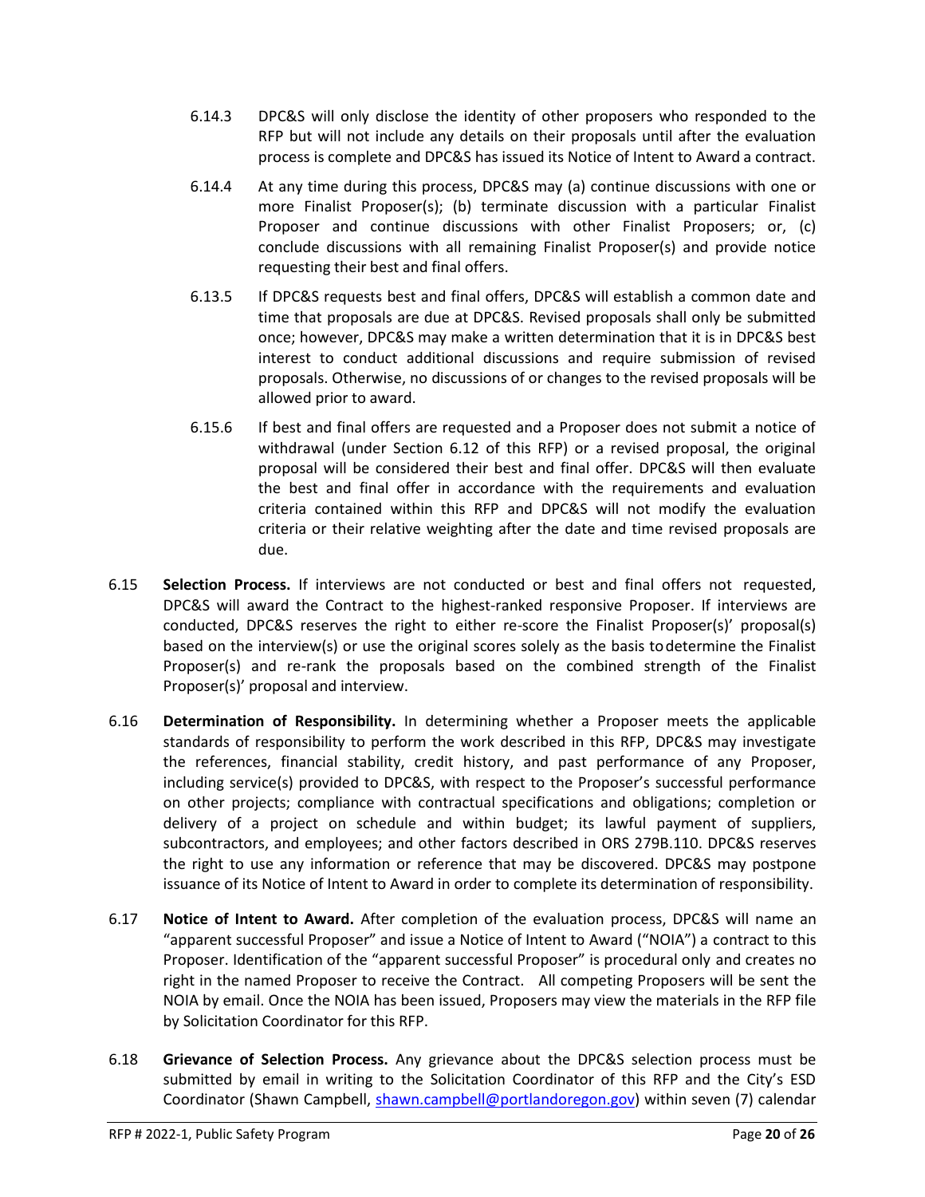6.14.3 DPC&S will only disclose the identity of other proposers who responded to the RFP but will not include any details on their proposals until after the evaluation process is complete and DPC&S has issued its Notice of Intent to Award a contract.

6.14.4 At any time during this process, DPC&S may (a) continue discussions with one or more Finalist Proposer(s); (b) terminate discussion with a particular Finalist Proposer and continue discussions with other Finalist Proposers; or, (c) conclude discussions with all remaining Finalist Proposer(s) and provide notice requesting their best and final offers.

6.13.5 If DPC&S requests best and final offers, DPC&S will establish a common date and time that proposals are due at DPC&S. Revised proposals shall only be submitted once; however, DPC&S may make a written determination that it is in DPC&S best interest to conduct additional discussions and require submission of revised proposals. Otherwise, no discussions of or changes to the revised proposals will be allowed prior to award.

6.15.6 If best and final offers are requested and a Proposer does not submit a notice of withdrawal (under Section 6.12 of this RFP) or a revised proposal, the original proposal will be considered their best and final offer. DPC&S will then evaluate the best and final offer in accordance with the requirements and evaluation criteria contained within this RFP and DPC&S will not modify the evaluation criteria or their relative weighting after the date and time revised proposals are due.

6.15 **Selection Process.** If interviews are not conducted or best and final offers not requested, DPC&S will award the Contract to the highest-ranked responsive Proposer. If interviews are conducted, DPC&S reserves the right to either re-score the Finalist Proposer(s)' proposal(s) based on the interview(s) or use the original scores solely as the basis to determine the Finalist Proposer(s) and re-rank the proposals based on the combined strength of the Finalist Proposer(s)' proposal and interview.

6.16 **Determination of Responsibility.** In determining whether a Proposer meets the applicable standards of responsibility to perform the work described in this RFP, DPC&S may investigate the references, financial stability, credit history, and past performance of any Proposer, including service(s) provided to DPC&S, with respect to the Proposer's successful performance on other projects; compliance with contractual specifications and obligations; completion or delivery of a project on schedule and within budget; its lawful payment of suppliers, subcontractors, and employees; and other factors described in ORS 279B.110. DPC&S reserves the right to use any information or reference that may be discovered. DPC&S may postpone issuance of its Notice of Intent to Award in order to complete its determination of responsibility.

6.17 **Notice of Intent to Award.** After completion of the evaluation process, DPC&S will name an "apparent successful Proposer" and issue a Notice of Intent to Award ("NOIA") a contract to this Proposer. Identification of the "apparent successful Proposer" is procedural only and creates no right in the named Proposer to receive the Contract. All competing Proposers will be sent the NOIA by email. Once the NOIA has been issued, Proposers may view the materials in the RFP file by Solicitation Coordinator for this RFP.

6.18 **Grievance of Selection Process.** Any grievance about the DPC&S selection process must be submitted by email in writing to the Solicitation Coordinator of this RFP and the City's ESD Coordinator (Shawn Campbell, shawn.campbell@portlandoregon.gov) within seven (7) calendar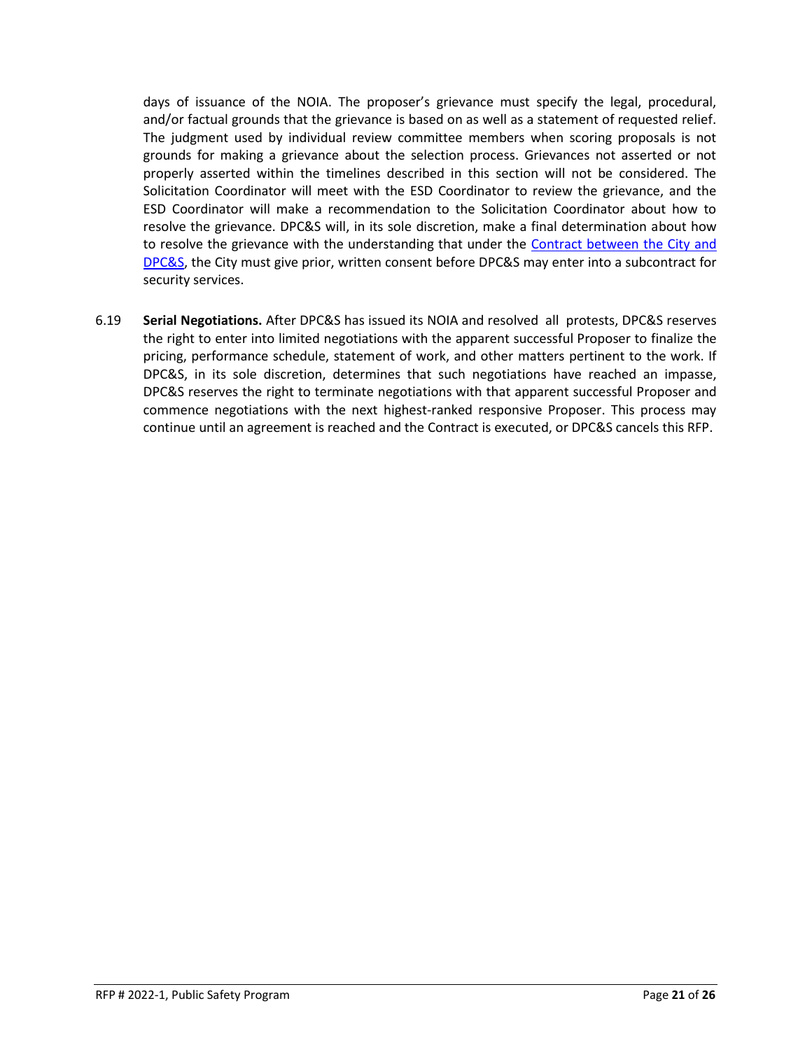days of issuance of the NOIA. The proposer's grievance must specify the legal, procedural, and/or factual grounds that the grievance is based on as well as a statement of requested relief. The judgment used by individual review committee members when scoring proposals is not grounds for making a grievance about the selection process. Grievances not asserted or not properly asserted within the timelines described in this section will not be considered. The Solicitation Coordinator will meet with the ESD Coordinator to review the grievance, and the ESD Coordinator will make a recommendation to the Solicitation Coordinator about how to resolve the grievance. DPC&S will, in its sole discretion, make a final determination about how to resolve the grievance with the understanding that under the [Contract between the City and DPC&S], the City must give prior, written consent before DPC&S may enter into a subcontract for security services.

6.19 **Serial Negotiations.** After DPC&S has issued its NOIA and resolved all protests, DPC&S reserves the right to enter into limited negotiations with the apparent successful Proposer to finalize the pricing, performance schedule, statement of work, and other matters pertinent to the work. If DPC&S, in its sole discretion, determines that such negotiations have reached an impasse, DPC&S reserves the right to terminate negotiations with that apparent successful Proposer and commence negotiations with the next highest-ranked responsive Proposer. This process may continue until an agreement is reached and the Contract is executed, or DPC&S cancels this RFP.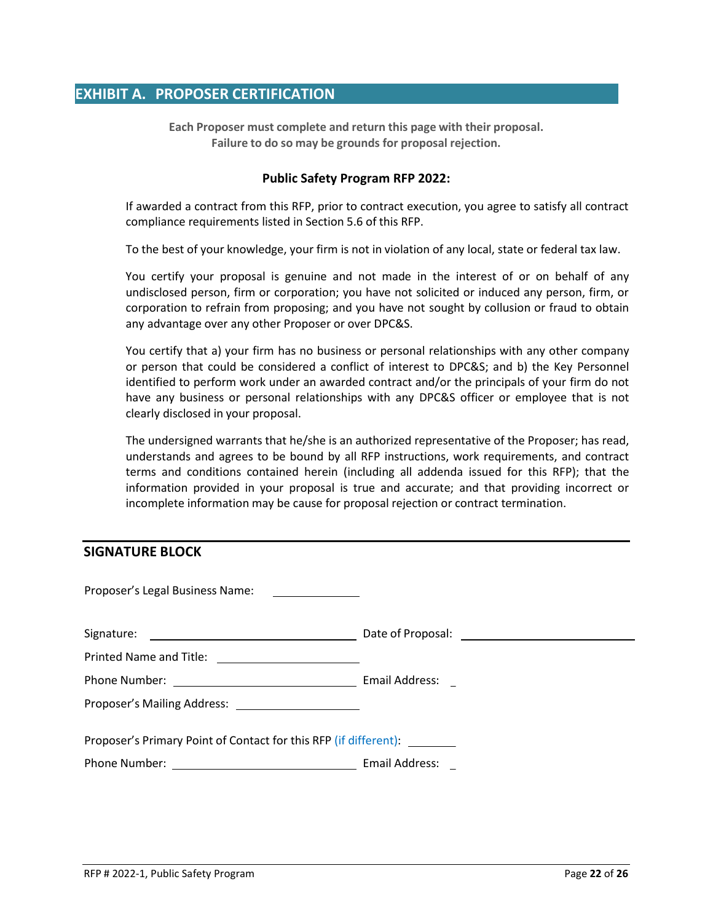## EXHIBIT A. PROPOSER CERTIFICATION

**Each Proposer must complete and return this page with their proposal.**
**Failure to do so may be grounds for proposal rejection.**

**Public Safety Program RFP 2022:**

If awarded a contract from this RFP, prior to contract execution, you agree to satisfy all contract compliance requirements listed in Section 5.6 of this RFP.

To the best of your knowledge, your firm is not in violation of any local, state or federal tax law.

You certify your proposal is genuine and not made in the interest of or on behalf of any undisclosed person, firm or corporation; you have not solicited or induced any person, firm, or corporation to refrain from proposing; and you have not sought by collusion or fraud to obtain any advantage over any other Proposer or over DPC&S.

You certify that a) your firm has no business or personal relationships with any other company or person that could be considered a conflict of interest to DPC&S; and b) the Key Personnel identified to perform work under an awarded contract and/or the principals of your firm do not have any business or personal relationships with any DPC&S officer or employee that is not clearly disclosed in your proposal.

The undersigned warrants that he/she is an authorized representative of the Proposer; has read, understands and agrees to be bound by all RFP instructions, work requirements, and contract terms and conditions contained herein (including all addenda issued for this RFP); that the information provided in your proposal is true and accurate; and that providing incorrect or incomplete information may be cause for proposal rejection or contract termination.

### SIGNATURE BLOCK

Proposer's Legal Business Name: ______________

Signature: ________________________________ Date of Proposal: ________________________________

Printed Name and Title: ______________________

Phone Number: ____________________________ Email Address: _

Proposer's Mailing Address: ___________________

Proposer's Primary Point of Contact for this RFP (if different): ________

Phone Number: ____________________________ Email Address: _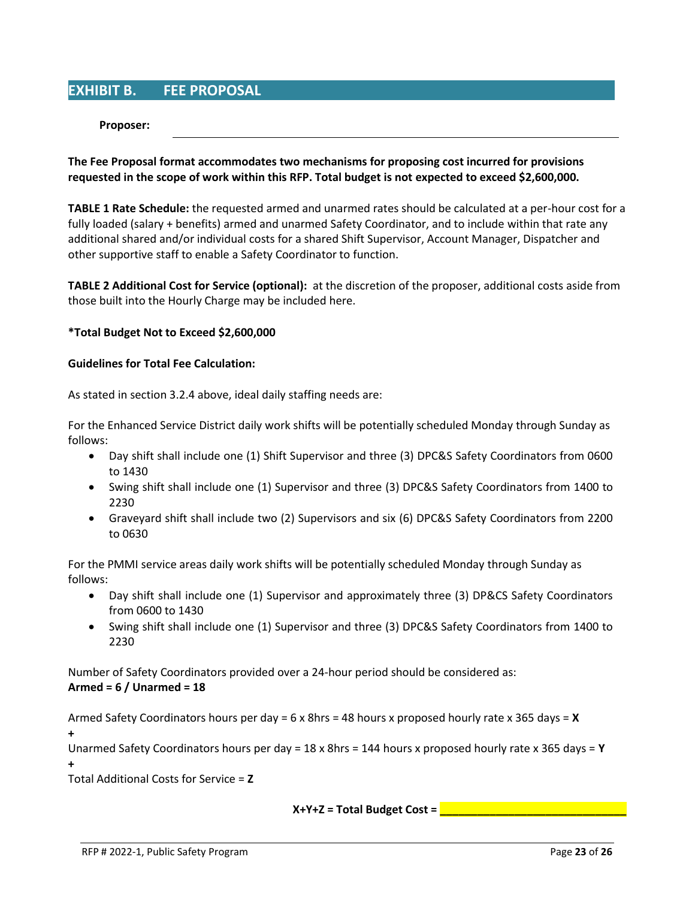## EXHIBIT B. FEE PROPOSAL

**Proposer:** \_\_\_\_\_\_\_\_\_\_\_\_\_\_\_\_\_\_\_\_\_\_\_\_\_\_\_\_\_\_\_\_\_\_\_\_\_\_\_\_\_\_\_\_\_\_\_\_\_\_\_\_\_\_\_\_\_\_

**The Fee Proposal format accommodates two mechanisms for proposing cost incurred for provisions requested in the scope of work within this RFP. Total budget is not expected to exceed $2,600,000.**

**TABLE 1 Rate Schedule:** the requested armed and unarmed rates should be calculated at a per-hour cost for a fully loaded (salary + benefits) armed and unarmed Safety Coordinator, and to include within that rate any additional shared and/or individual costs for a shared Shift Supervisor, Account Manager, Dispatcher and other supportive staff to enable a Safety Coordinator to function.

**TABLE 2 Additional Cost for Service (optional):** at the discretion of the proposer, additional costs aside from those built into the Hourly Charge may be included here.

**\*Total Budget Not to Exceed $2,600,000**

**Guidelines for Total Fee Calculation:**

As stated in section 3.2.4 above, ideal daily staffing needs are:

For the Enhanced Service District daily work shifts will be potentially scheduled Monday through Sunday as follows:

- Day shift shall include one (1) Shift Supervisor and three (3) DPC&S Safety Coordinators from 0600 to 1430
- Swing shift shall include one (1) Supervisor and three (3) DPC&S Safety Coordinators from 1400 to 2230
- Graveyard shift shall include two (2) Supervisors and six (6) DPC&S Safety Coordinators from 2200 to 0630

For the PMMI service areas daily work shifts will be potentially scheduled Monday through Sunday as follows:

- Day shift shall include one (1) Supervisor and approximately three (3) DP&CS Safety Coordinators from 0600 to 1430
- Swing shift shall include one (1) Supervisor and three (3) DPC&S Safety Coordinators from 1400 to 2230

Number of Safety Coordinators provided over a 24-hour period should be considered as:
**Armed = 6 / Unarmed = 18**

Armed Safety Coordinators hours per day = 6 x 8hrs = 48 hours x proposed hourly rate x 365 days = **X**
**+**
Unarmed Safety Coordinators hours per day = 18 x 8hrs = 144 hours x proposed hourly rate x 365 days = **Y**
**+**
Total Additional Costs for Service = **Z**

**X+Y+Z = Total Budget Cost = \_\_\_\_\_\_\_\_\_\_\_\_\_\_\_\_\_\_\_\_\_\_\_\_\_\_\_\_**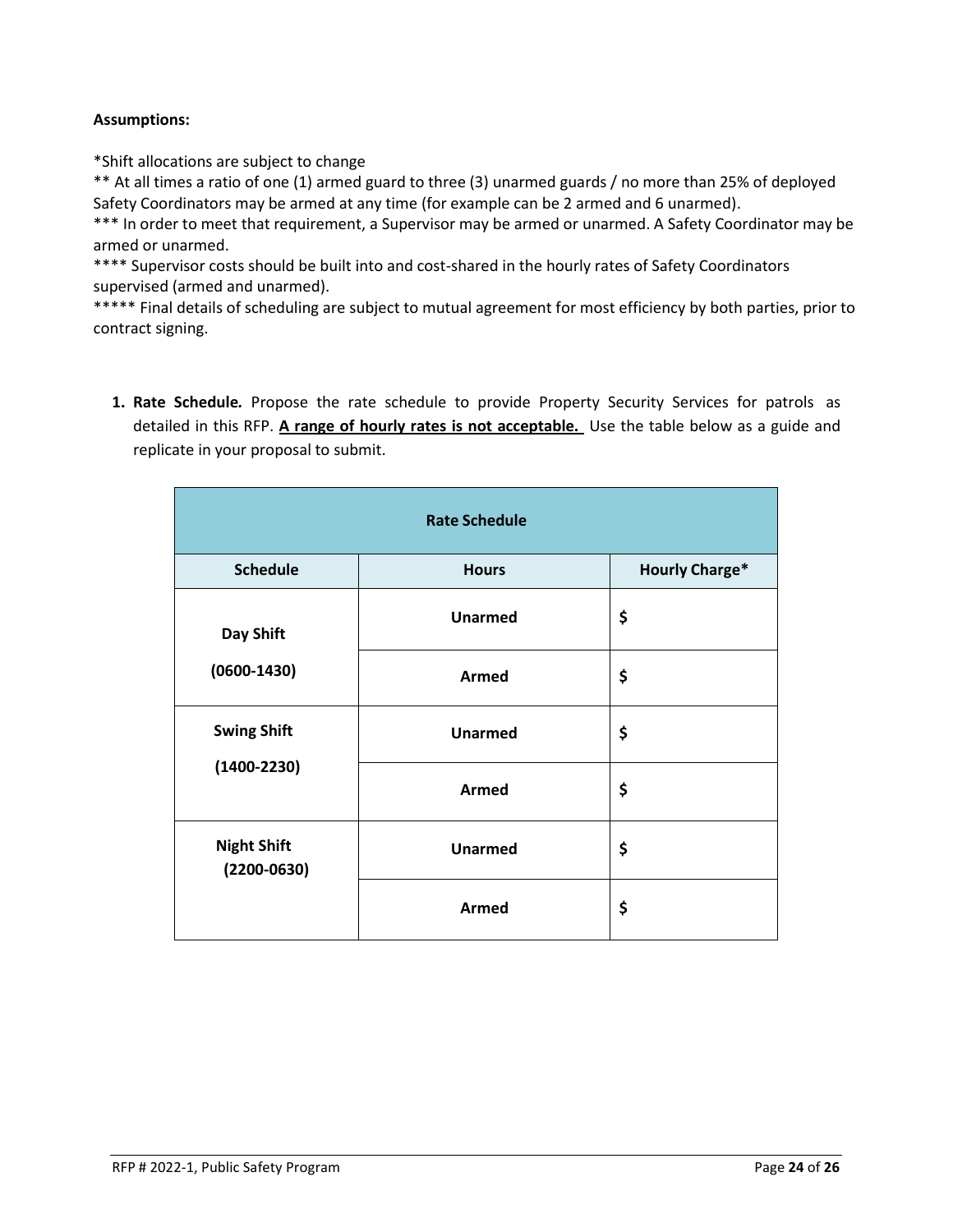**Assumptions:**

*Shift allocations are subject to change

** At all times a ratio of one (1) armed guard to three (3) unarmed guards / no more than 25% of deployed Safety Coordinators may be armed at any time (for example can be 2 armed and 6 unarmed).

*** In order to meet that requirement, a Supervisor may be armed or unarmed. A Safety Coordinator may be armed or unarmed.

**** Supervisor costs should be built into and cost-shared in the hourly rates of Safety Coordinators supervised (armed and unarmed).

***** Final details of scheduling are subject to mutual agreement for most efficiency by both parties, prior to contract signing.

1. **Rate Schedule.** Propose the rate schedule to provide Property Security Services for patrols as detailed in this RFP. **A range of hourly rates is not acceptable.** Use the table below as a guide and replicate in your proposal to submit.

| Rate Schedule | | |
|---|---|---|
| **Schedule** | **Hours** | **Hourly Charge*** |
| **Day Shift (0600-1430)** | **Unarmed** | $ |
| | **Armed** | $ |
| **Swing Shift (1400-2230)** | **Unarmed** | $ |
| | **Armed** | $ |
| **Night Shift (2200-0630)** | **Unarmed** | $ |
| | **Armed** | $ |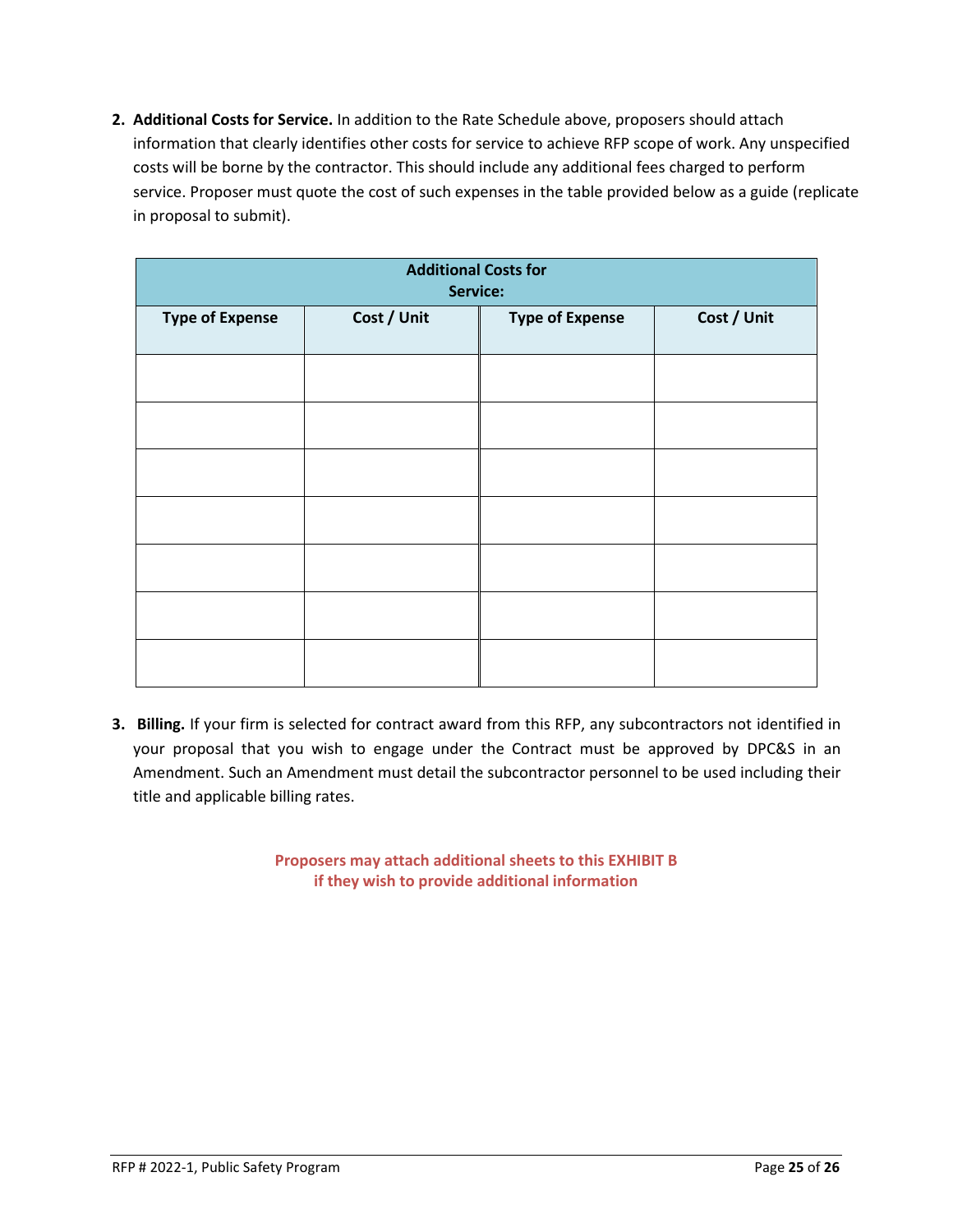2. **Additional Costs for Service.** In addition to the Rate Schedule above, proposers should attach information that clearly identifies other costs for service to achieve RFP scope of work. Any unspecified costs will be borne by the contractor. This should include any additional fees charged to perform service. Proposer must quote the cost of such expenses in the table provided below as a guide (replicate in proposal to submit).

| **Additional Costs for Service:** | | | |
|---|---|---|---|
| **Type of Expense** | **Cost / Unit** | **Type of Expense** | **Cost / Unit** |
| | | | |
| | | | |
| | | | |
| | | | |
| | | | |
| | | | |
| | | | |

3. **Billing.** If your firm is selected for contract award from this RFP, any subcontractors not identified in your proposal that you wish to engage under the Contract must be approved by DPC&S in an Amendment. Such an Amendment must detail the subcontractor personnel to be used including their title and applicable billing rates.

**Proposers may attach additional sheets to this EXHIBIT B if they wish to provide additional information**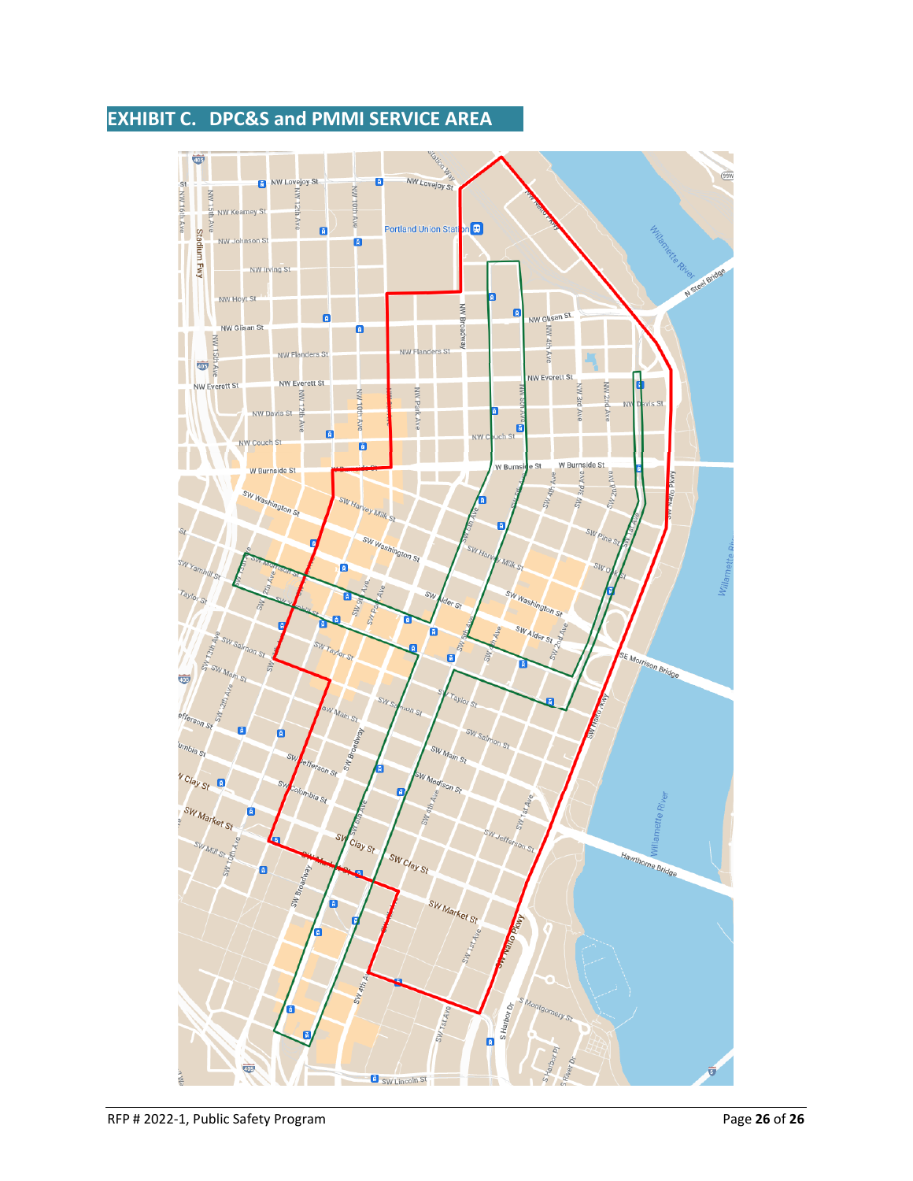# EXHIBIT C. DPC&S and PMMI SERVICE AREA